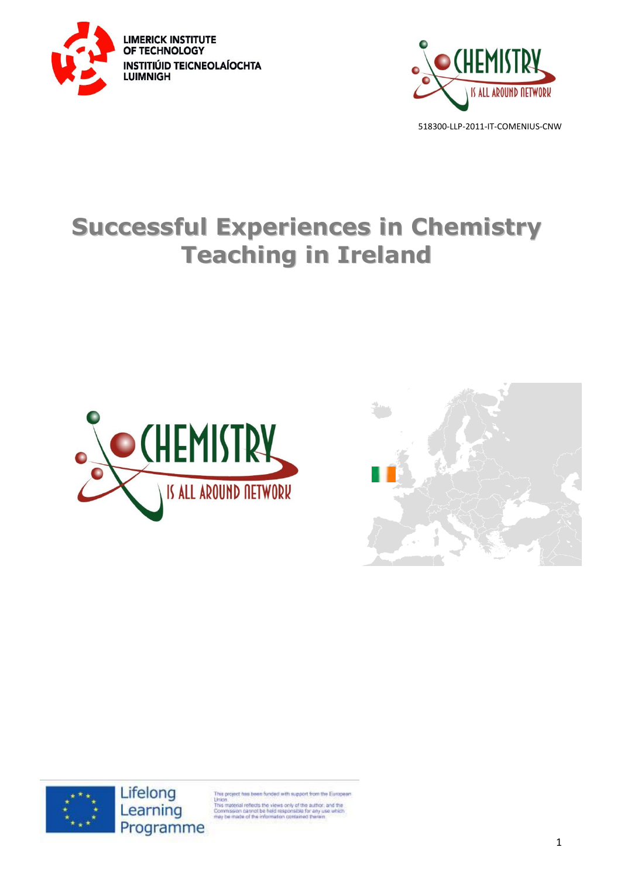LIMERICK INSTITUTE OF TECHNOLOGY
INSTITIÚID TEICNEOLAÍOCHTA LUIMNIGH

CHEMISTRY IS ALL AROUND NETWORK

518300-LLP-2011-IT-COMENIUS-CNW

# Successful Experiences in Chemistry Teaching in Ireland

CHEMISTRY IS ALL AROUND NETWORK

Lifelong Learning Programme

This project has been funded with support from the European Union.
This material reflects the views only of the author, and the Commission cannot be held responsible for any use which may be made of the information contained therein.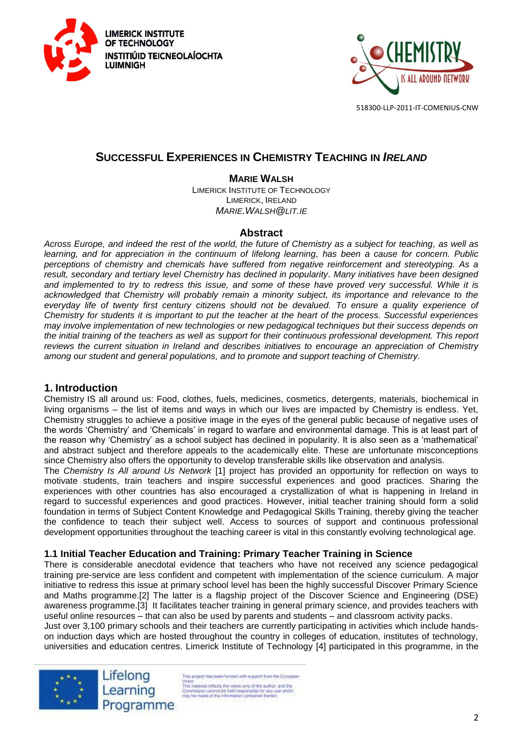# SUCCESSFUL EXPERIENCES IN CHEMISTRY TEACHING IN *IRELAND*

**MARIE WALSH**
LIMERICK INSTITUTE OF TECHNOLOGY
LIMERICK, IRELAND
*MARIE.WALSH@LIT.IE*

## Abstract

*Across Europe, and indeed the rest of the world, the future of Chemistry as a subject for teaching, as well as learning, and for appreciation in the continuum of lifelong learning, has been a cause for concern. Public perceptions of chemistry and chemicals have suffered from negative reinforcement and stereotyping. As a result, secondary and tertiary level Chemistry has declined in popularity. Many initiatives have been designed and implemented to try to redress this issue, and some of these have proved very successful. While it is acknowledged that Chemistry will probably remain a minority subject, its importance and relevance to the everyday life of twenty first century citizens should not be devalued. To ensure a quality experience of Chemistry for students it is important to put the teacher at the heart of the process. Successful experiences may involve implementation of new technologies or new pedagogical techniques but their success depends on the initial training of the teachers as well as support for their continuous professional development. This report reviews the current situation in Ireland and describes initiatives to encourage an appreciation of Chemistry among our student and general populations, and to promote and support teaching of Chemistry.*

## 1. Introduction

Chemistry IS all around us: Food, clothes, fuels, medicines, cosmetics, detergents, materials, biochemical in living organisms – the list of items and ways in which our lives are impacted by Chemistry is endless. Yet, Chemistry struggles to achieve a positive image in the eyes of the general public because of negative uses of the words 'Chemistry' and 'Chemicals' in regard to warfare and environmental damage. This is at least part of the reason why 'Chemistry' as a school subject has declined in popularity. It is also seen as a 'mathematical' and abstract subject and therefore appeals to the academically elite. These are unfortunate misconceptions since Chemistry also offers the opportunity to develop transferable skills like observation and analysis.

The *Chemistry Is All around Us Network* [1] project has provided an opportunity for reflection on ways to motivate students, train teachers and inspire successful experiences and good practices. Sharing the experiences with other countries has also encouraged a crystallization of what is happening in Ireland in regard to successful experiences and good practices. However, initial teacher training should form a solid foundation in terms of Subject Content Knowledge and Pedagogical Skills Training, thereby giving the teacher the confidence to teach their subject well. Access to sources of support and continuous professional development opportunities throughout the teaching career is vital in this constantly evolving technological age.

### 1.1 Initial Teacher Education and Training: Primary Teacher Training in Science

There is considerable anecdotal evidence that teachers who have not received any science pedagogical training pre-service are less confident and competent with implementation of the science curriculum. A major initiative to redress this issue at primary school level has been the highly successful Discover Primary Science and Maths programme.[2] The latter is a flagship project of the Discover Science and Engineering (DSE) awareness programme.[3] It facilitates teacher training in general primary science, and provides teachers with useful online resources – that can also be used by parents and students – and classroom activity packs.

Just over 3,100 primary schools and their teachers are currently participating in activities which include hands-on induction days which are hosted throughout the country in colleges of education, institutes of technology, universities and education centres. Limerick Institute of Technology [4] participated in this programme, in the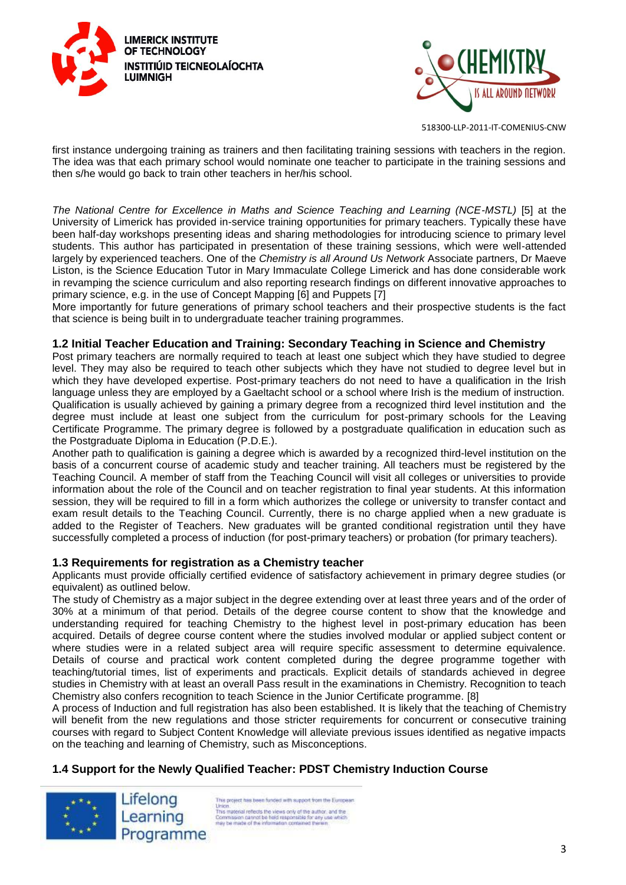first instance undergoing training as trainers and then facilitating training sessions with teachers in the region. The idea was that each primary school would nominate one teacher to participate in the training sessions and then s/he would go back to train other teachers in her/his school.

*The National Centre for Excellence in Maths and Science Teaching and Learning (NCE-MSTL)* [5] at the University of Limerick has provided in-service training opportunities for primary teachers. Typically these have been half-day workshops presenting ideas and sharing methodologies for introducing science to primary level students. This author has participated in presentation of these training sessions, which were well-attended largely by experienced teachers. One of the *Chemistry is all Around Us Network* Associate partners, Dr Maeve Liston, is the Science Education Tutor in Mary Immaculate College Limerick and has done considerable work in revamping the science curriculum and also reporting research findings on different innovative approaches to primary science, e.g. in the use of Concept Mapping [6] and Puppets [7]

More importantly for future generations of primary school teachers and their prospective students is the fact that science is being built in to undergraduate teacher training programmes.

### 1.2 Initial Teacher Education and Training: Secondary Teaching in Science and Chemistry

Post primary teachers are normally required to teach at least one subject which they have studied to degree level. They may also be required to teach other subjects which they have not studied to degree level but in which they have developed expertise. Post-primary teachers do not need to have a qualification in the Irish language unless they are employed by a Gaeltacht school or a school where Irish is the medium of instruction.

Qualification is usually achieved by gaining a primary degree from a recognized third level institution and the degree must include at least one subject from the curriculum for post-primary schools for the Leaving Certificate Programme. The primary degree is followed by a postgraduate qualification in education such as the Postgraduate Diploma in Education (P.D.E.).

Another path to qualification is gaining a degree which is awarded by a recognized third-level institution on the basis of a concurrent course of academic study and teacher training. All teachers must be registered by the Teaching Council. A member of staff from the Teaching Council will visit all colleges or universities to provide information about the role of the Council and on teacher registration to final year students. At this information session, they will be required to fill in a form which authorizes the college or university to transfer contact and exam result details to the Teaching Council. Currently, there is no charge applied when a new graduate is added to the Register of Teachers. New graduates will be granted conditional registration until they have successfully completed a process of induction (for post-primary teachers) or probation (for primary teachers).

### 1.3 Requirements for registration as a Chemistry teacher

Applicants must provide officially certified evidence of satisfactory achievement in primary degree studies (or equivalent) as outlined below.

The study of Chemistry as a major subject in the degree extending over at least three years and of the order of 30% at a minimum of that period. Details of the degree course content to show that the knowledge and understanding required for teaching Chemistry to the highest level in post-primary education has been acquired. Details of degree course content where the studies involved modular or applied subject content or where studies were in a related subject area will require specific assessment to determine equivalence. Details of course and practical work content completed during the degree programme together with teaching/tutorial times, list of experiments and practicals. Explicit details of standards achieved in degree studies in Chemistry with at least an overall Pass result in the examinations in Chemistry. Recognition to teach Chemistry also confers recognition to teach Science in the Junior Certificate programme. [8]

A process of Induction and full registration has also been established. It is likely that the teaching of Chemistry will benefit from the new regulations and those stricter requirements for concurrent or consecutive training courses with regard to Subject Content Knowledge will alleviate previous issues identified as negative impacts on the teaching and learning of Chemistry, such as Misconceptions.

### 1.4 Support for the Newly Qualified Teacher: PDST Chemistry Induction Course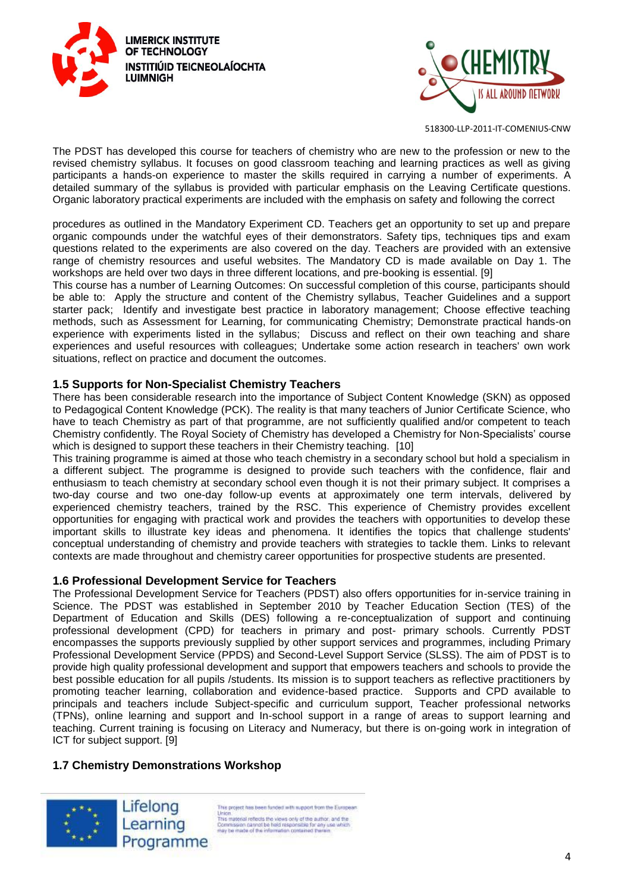The PDST has developed this course for teachers of chemistry who are new to the profession or new to the revised chemistry syllabus. It focuses on good classroom teaching and learning practices as well as giving participants a hands-on experience to master the skills required in carrying a number of experiments. A detailed summary of the syllabus is provided with particular emphasis on the Leaving Certificate questions. Organic laboratory practical experiments are included with the emphasis on safety and following the correct

procedures as outlined in the Mandatory Experiment CD. Teachers get an opportunity to set up and prepare organic compounds under the watchful eyes of their demonstrators. Safety tips, techniques tips and exam questions related to the experiments are also covered on the day. Teachers are provided with an extensive range of chemistry resources and useful websites. The Mandatory CD is made available on Day 1. The workshops are held over two days in three different locations, and pre-booking is essential. [9]

This course has a number of Learning Outcomes: On successful completion of this course, participants should be able to: Apply the structure and content of the Chemistry syllabus, Teacher Guidelines and a support starter pack; Identify and investigate best practice in laboratory management; Choose effective teaching methods, such as Assessment for Learning, for communicating Chemistry; Demonstrate practical hands-on experience with experiments listed in the syllabus; Discuss and reflect on their own teaching and share experiences and useful resources with colleagues; Undertake some action research in teachers' own work situations, reflect on practice and document the outcomes.

## 1.5 Supports for Non-Specialist Chemistry Teachers

There has been considerable research into the importance of Subject Content Knowledge (SKN) as opposed to Pedagogical Content Knowledge (PCK). The reality is that many teachers of Junior Certificate Science, who have to teach Chemistry as part of that programme, are not sufficiently qualified and/or competent to teach Chemistry confidently. The Royal Society of Chemistry has developed a Chemistry for Non-Specialists' course which is designed to support these teachers in their Chemistry teaching. [10]

This training programme is aimed at those who teach chemistry in a secondary school but hold a specialism in a different subject. The programme is designed to provide such teachers with the confidence, flair and enthusiasm to teach chemistry at secondary school even though it is not their primary subject. It comprises a two-day course and two one-day follow-up events at approximately one term intervals, delivered by experienced chemistry teachers, trained by the RSC. This experience of Chemistry provides excellent opportunities for engaging with practical work and provides the teachers with opportunities to develop these important skills to illustrate key ideas and phenomena. It identifies the topics that challenge students' conceptual understanding of chemistry and provide teachers with strategies to tackle them. Links to relevant contexts are made throughout and chemistry career opportunities for prospective students are presented.

## 1.6 Professional Development Service for Teachers

The Professional Development Service for Teachers (PDST) also offers opportunities for in-service training in Science. The PDST was established in September 2010 by Teacher Education Section (TES) of the Department of Education and Skills (DES) following a re-conceptualization of support and continuing professional development (CPD) for teachers in primary and post- primary schools. Currently PDST encompasses the supports previously supplied by other support services and programmes, including Primary Professional Development Service (PPDS) and Second-Level Support Service (SLSS). The aim of PDST is to provide high quality professional development and support that empowers teachers and schools to provide the best possible education for all pupils /students. Its mission is to support teachers as reflective practitioners by promoting teacher learning, collaboration and evidence-based practice. Supports and CPD available to principals and teachers include Subject-specific and curriculum support, Teacher professional networks (TPNs), online learning and support and In-school support in a range of areas to support learning and teaching. Current training is focusing on Literacy and Numeracy, but there is on-going work in integration of ICT for subject support. [9]

## 1.7 Chemistry Demonstrations Workshop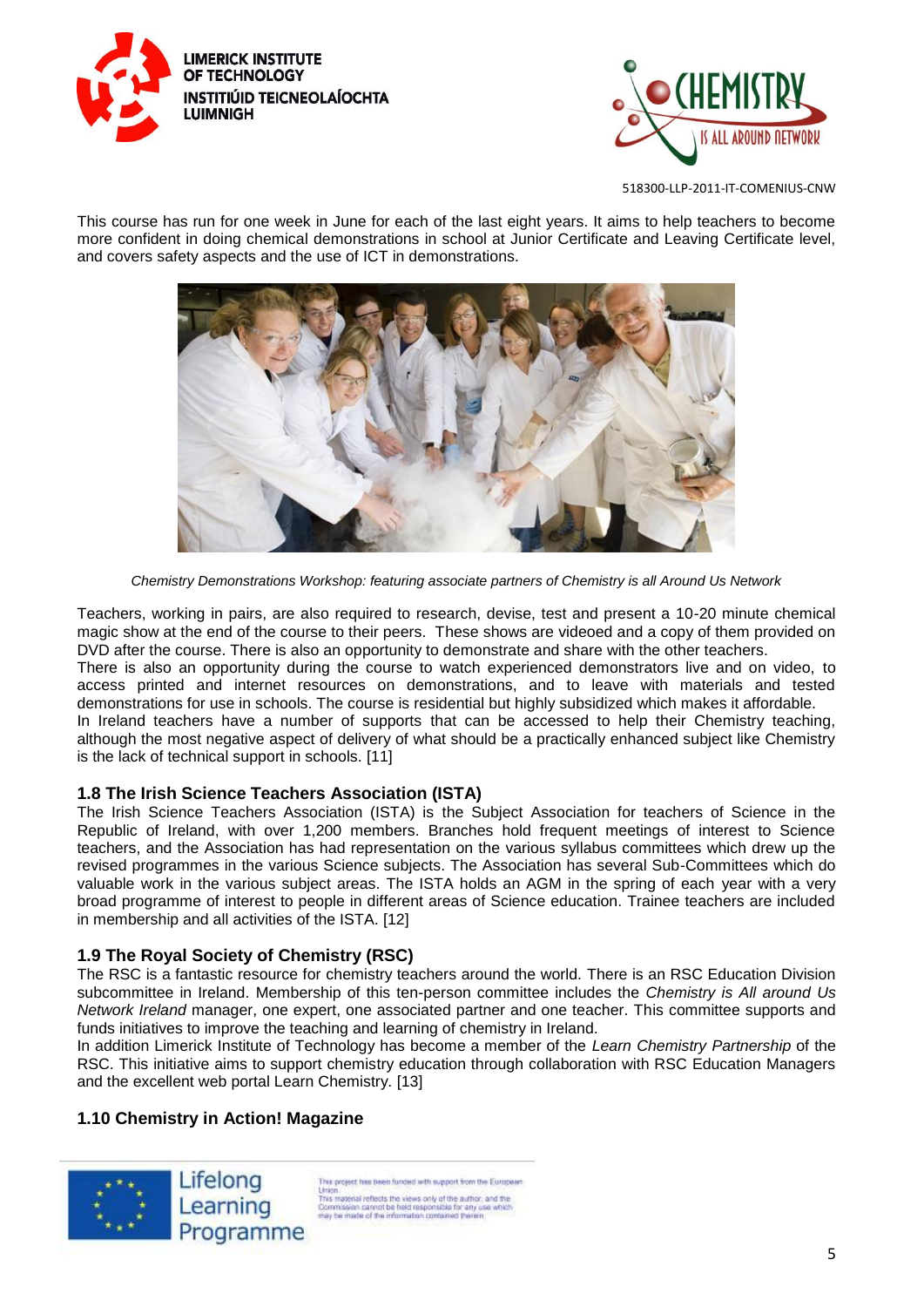This course has run for one week in June for each of the last eight years. It aims to help teachers to become more confident in doing chemical demonstrations in school at Junior Certificate and Leaving Certificate level, and covers safety aspects and the use of ICT in demonstrations.

*Chemistry Demonstrations Workshop: featuring associate partners of Chemistry is all Around Us Network*

Teachers, working in pairs, are also required to research, devise, test and present a 10-20 minute chemical magic show at the end of the course to their peers. These shows are videoed and a copy of them provided on DVD after the course. There is also an opportunity to demonstrate and share with the other teachers.

There is also an opportunity during the course to watch experienced demonstrators live and on video, to access printed and internet resources on demonstrations, and to leave with materials and tested demonstrations for use in schools. The course is residential but highly subsidized which makes it affordable.

In Ireland teachers have a number of supports that can be accessed to help their Chemistry teaching, although the most negative aspect of delivery of what should be a practically enhanced subject like Chemistry is the lack of technical support in schools. [11]

### 1.8 The Irish Science Teachers Association (ISTA)

The Irish Science Teachers Association (ISTA) is the Subject Association for teachers of Science in the Republic of Ireland, with over 1,200 members. Branches hold frequent meetings of interest to Science teachers, and the Association has had representation on the various syllabus committees which drew up the revised programmes in the various Science subjects. The Association has several Sub-Committees which do valuable work in the various subject areas. The ISTA holds an AGM in the spring of each year with a very broad programme of interest to people in different areas of Science education. Trainee teachers are included in membership and all activities of the ISTA. [12]

### 1.9 The Royal Society of Chemistry (RSC)

The RSC is a fantastic resource for chemistry teachers around the world. There is an RSC Education Division subcommittee in Ireland. Membership of this ten-person committee includes the *Chemistry is All around Us Network Ireland* manager, one expert, one associated partner and one teacher. This committee supports and funds initiatives to improve the teaching and learning of chemistry in Ireland.

In addition Limerick Institute of Technology has become a member of the *Learn Chemistry Partnership* of the RSC. This initiative aims to support chemistry education through collaboration with RSC Education Managers and the excellent web portal Learn Chemistry. [13]

### 1.10 Chemistry in Action! Magazine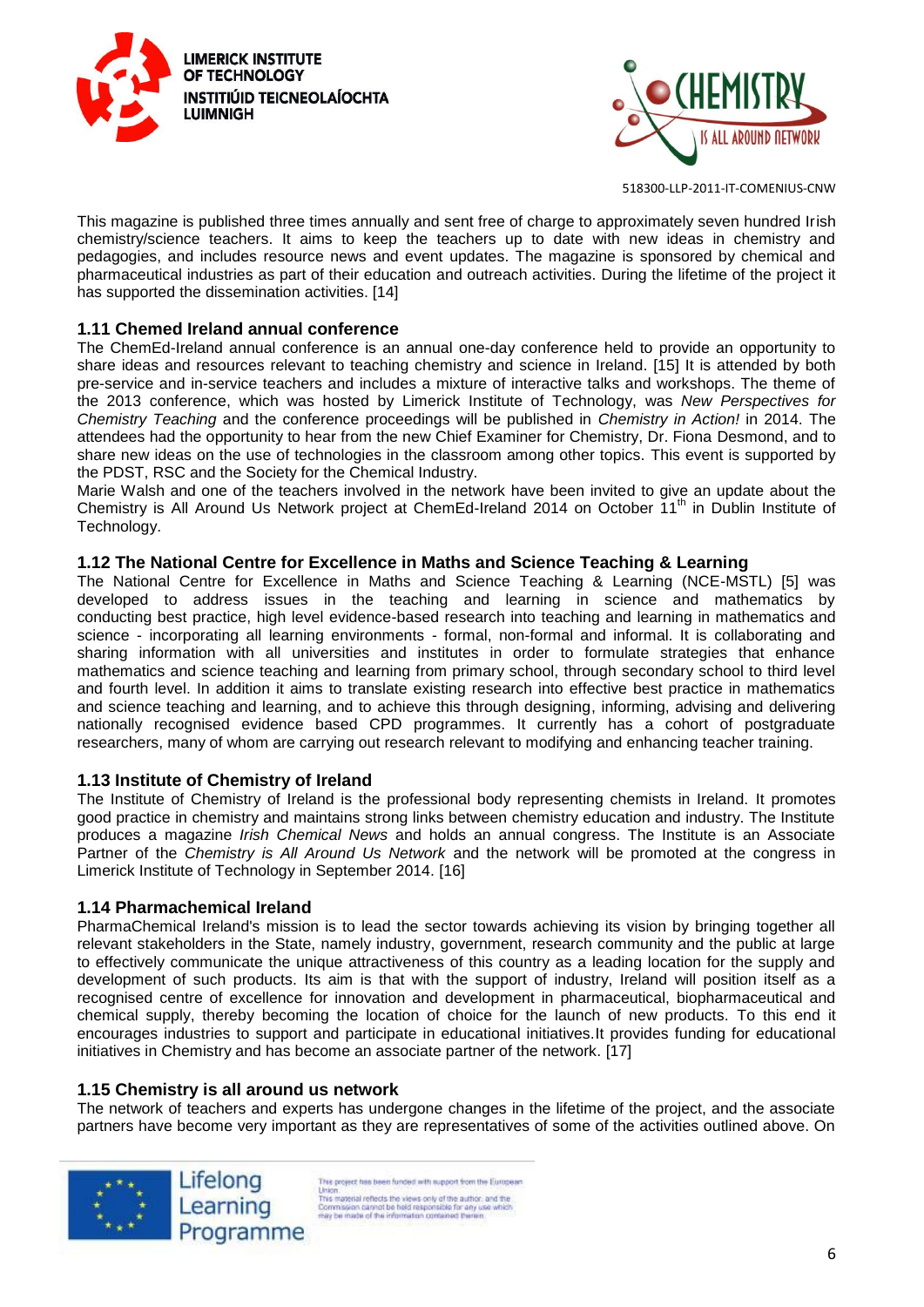This magazine is published three times annually and sent free of charge to approximately seven hundred Irish chemistry/science teachers. It aims to keep the teachers up to date with new ideas in chemistry and pedagogies, and includes resource news and event updates. The magazine is sponsored by chemical and pharmaceutical industries as part of their education and outreach activities. During the lifetime of the project it has supported the dissemination activities. [14]

### 1.11 Chemed Ireland annual conference

The ChemEd-Ireland annual conference is an annual one-day conference held to provide an opportunity to share ideas and resources relevant to teaching chemistry and science in Ireland. [15] It is attended by both pre-service and in-service teachers and includes a mixture of interactive talks and workshops. The theme of the 2013 conference, which was hosted by Limerick Institute of Technology, was *New Perspectives for Chemistry Teaching* and the conference proceedings will be published in *Chemistry in Action!* in 2014. The attendees had the opportunity to hear from the new Chief Examiner for Chemistry, Dr. Fiona Desmond, and to share new ideas on the use of technologies in the classroom among other topics. This event is supported by the PDST, RSC and the Society for the Chemical Industry.

Marie Walsh and one of the teachers involved in the network have been invited to give an update about the Chemistry is All Around Us Network project at ChemEd-Ireland 2014 on October 11th in Dublin Institute of Technology.

### 1.12 The National Centre for Excellence in Maths and Science Teaching & Learning

The National Centre for Excellence in Maths and Science Teaching & Learning (NCE-MSTL) [5] was developed to address issues in the teaching and learning in science and mathematics by conducting best practice, high level evidence-based research into teaching and learning in mathematics and science - incorporating all learning environments - formal, non-formal and informal. It is collaborating and sharing information with all universities and institutes in order to formulate strategies that enhance mathematics and science teaching and learning from primary school, through secondary school to third level and fourth level. In addition it aims to translate existing research into effective best practice in mathematics and science teaching and learning, and to achieve this through designing, informing, advising and delivering nationally recognised evidence based CPD programmes. It currently has a cohort of postgraduate researchers, many of whom are carrying out research relevant to modifying and enhancing teacher training.

### 1.13 Institute of Chemistry of Ireland

The Institute of Chemistry of Ireland is the professional body representing chemists in Ireland. It promotes good practice in chemistry and maintains strong links between chemistry education and industry. The Institute produces a magazine *Irish Chemical News* and holds an annual congress. The Institute is an Associate Partner of the *Chemistry is All Around Us Network* and the network will be promoted at the congress in Limerick Institute of Technology in September 2014. [16]

### 1.14 Pharmachemical Ireland

PharmaChemical Ireland's mission is to lead the sector towards achieving its vision by bringing together all relevant stakeholders in the State, namely industry, government, research community and the public at large to effectively communicate the unique attractiveness of this country as a leading location for the supply and development of such products. Its aim is that with the support of industry, Ireland will position itself as a recognised centre of excellence for innovation and development in pharmaceutical, biopharmaceutical and chemical supply, thereby becoming the location of choice for the launch of new products. To this end it encourages industries to support and participate in educational initiatives.It provides funding for educational initiatives in Chemistry and has become an associate partner of the network. [17]

### 1.15 Chemistry is all around us network

The network of teachers and experts has undergone changes in the lifetime of the project, and the associate partners have become very important as they are representatives of some of the activities outlined above. On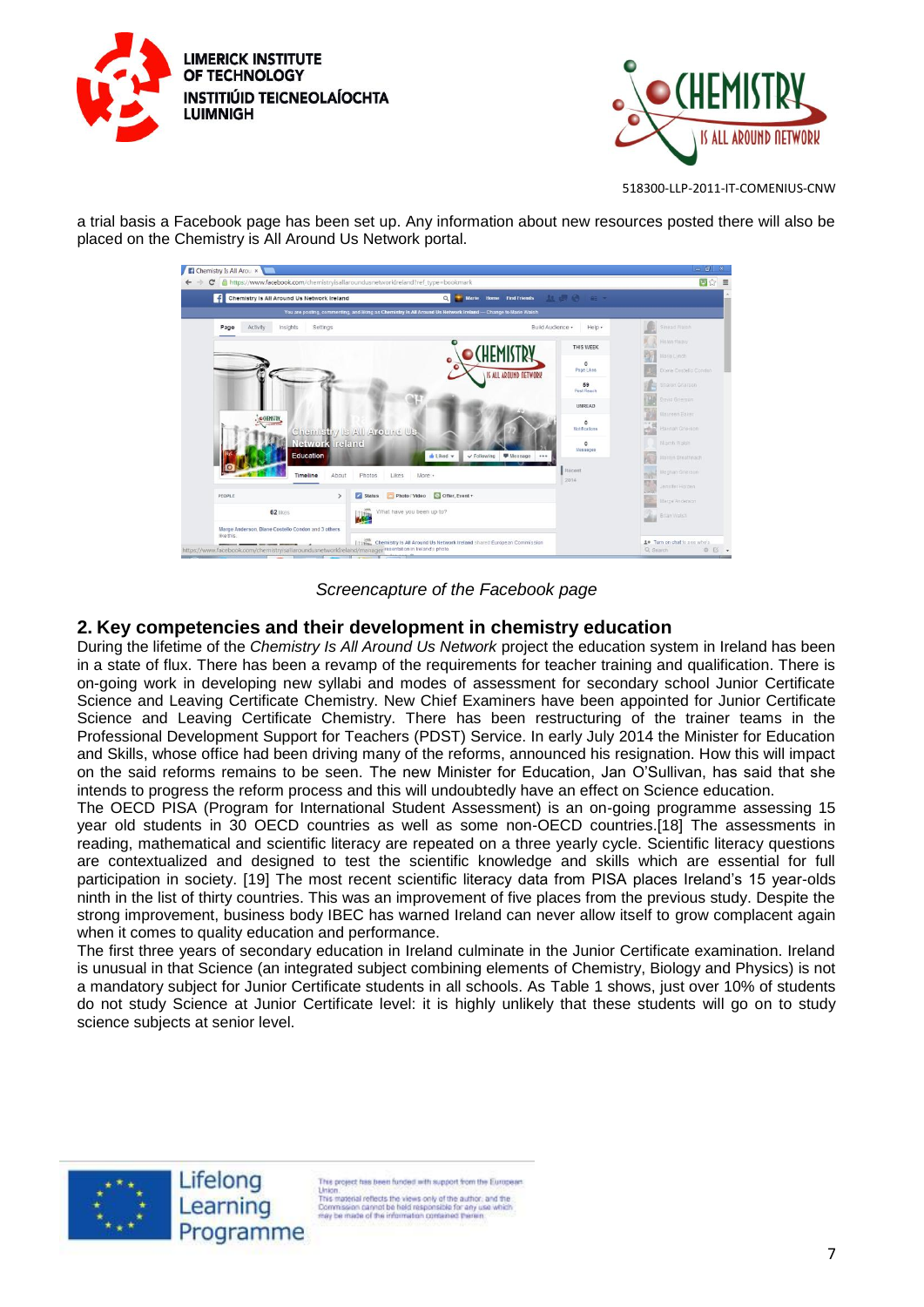a trial basis a Facebook page has been set up. Any information about new resources posted there will also be placed on the Chemistry is All Around Us Network portal.

*Screencapture of the Facebook page*

## 2. Key competencies and their development in chemistry education

During the lifetime of the *Chemistry Is All Around Us Network* project the education system in Ireland has been in a state of flux. There has been a revamp of the requirements for teacher training and qualification. There is on-going work in developing new syllabi and modes of assessment for secondary school Junior Certificate Science and Leaving Certificate Chemistry. New Chief Examiners have been appointed for Junior Certificate Science and Leaving Certificate Chemistry. There has been restructuring of the trainer teams in the Professional Development Support for Teachers (PDST) Service. In early July 2014 the Minister for Education and Skills, whose office had been driving many of the reforms, announced his resignation. How this will impact on the said reforms remains to be seen. The new Minister for Education, Jan O'Sullivan, has said that she intends to progress the reform process and this will undoubtedly have an effect on Science education.

The OECD PISA (Program for International Student Assessment) is an on-going programme assessing 15 year old students in 30 OECD countries as well as some non-OECD countries.[18] The assessments in reading, mathematical and scientific literacy are repeated on a three yearly cycle. Scientific literacy questions are contextualized and designed to test the scientific knowledge and skills which are essential for full participation in society. [19] The most recent scientific literacy data from PISA places Ireland's 15 year-olds ninth in the list of thirty countries. This was an improvement of five places from the previous study. Despite the strong improvement, business body IBEC has warned Ireland can never allow itself to grow complacent again when it comes to quality education and performance.

The first three years of secondary education in Ireland culminate in the Junior Certificate examination. Ireland is unusual in that Science (an integrated subject combining elements of Chemistry, Biology and Physics) is not a mandatory subject for Junior Certificate students in all schools. As Table 1 shows, just over 10% of students do not study Science at Junior Certificate level: it is highly unlikely that these students will go on to study science subjects at senior level.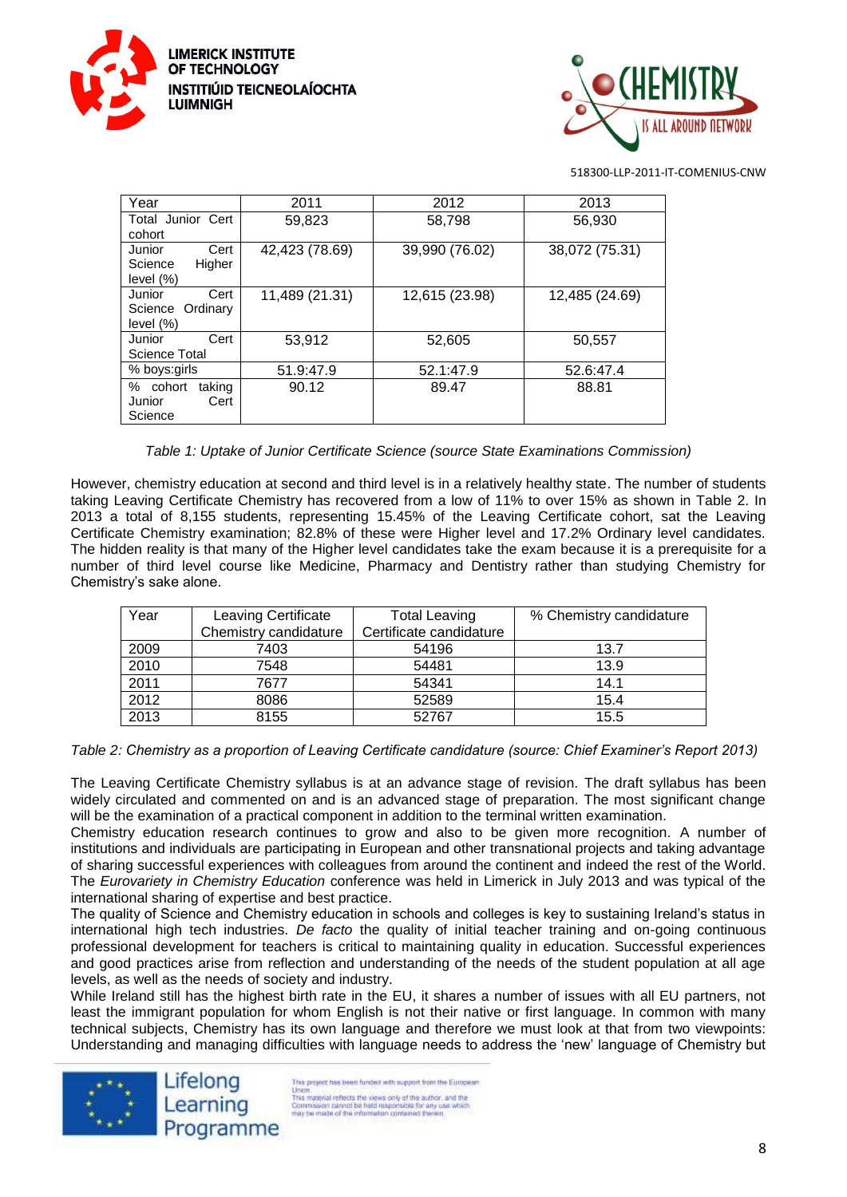| Year | 2011 | 2012 | 2013 |
|---|---|---|---|
| Total Junior Cert cohort | 59,823 | 58,798 | 56,930 |
| Junior Cert Science Higher level (%) | 42,423 (78.69) | 39,990 (76.02) | 38,072 (75.31) |
| Junior Cert Science Ordinary level (%) | 11,489 (21.31) | 12,615 (23.98) | 12,485 (24.69) |
| Junior Cert Science Total | 53,912 | 52,605 | 50,557 |
| % boys:girls | 51.9:47.9 | 52.1:47.9 | 52.6:47.4 |
| % cohort taking Junior Cert Science | 90.12 | 89.47 | 88.81 |

*Table 1: Uptake of Junior Certificate Science (source State Examinations Commission)*

However, chemistry education at second and third level is in a relatively healthy state. The number of students taking Leaving Certificate Chemistry has recovered from a low of 11% to over 15% as shown in Table 2. In 2013 a total of 8,155 students, representing 15.45% of the Leaving Certificate cohort, sat the Leaving Certificate Chemistry examination; 82.8% of these were Higher level and 17.2% Ordinary level candidates. The hidden reality is that many of the Higher level candidates take the exam because it is a prerequisite for a number of third level course like Medicine, Pharmacy and Dentistry rather than studying Chemistry for Chemistry's sake alone.

| Year | Leaving Certificate Chemistry candidature | Total Leaving Certificate candidature | % Chemistry candidature |
|---|---|---|---|
| 2009 | 7403 | 54196 | 13.7 |
| 2010 | 7548 | 54481 | 13.9 |
| 2011 | 7677 | 54341 | 14.1 |
| 2012 | 8086 | 52589 | 15.4 |
| 2013 | 8155 | 52767 | 15.5 |

*Table 2: Chemistry as a proportion of Leaving Certificate candidature (source: Chief Examiner's Report 2013)*

The Leaving Certificate Chemistry syllabus is at an advance stage of revision. The draft syllabus has been widely circulated and commented on and is an advanced stage of preparation. The most significant change will be the examination of a practical component in addition to the terminal written examination.

Chemistry education research continues to grow and also to be given more recognition. A number of institutions and individuals are participating in European and other transnational projects and taking advantage of sharing successful experiences with colleagues from around the continent and indeed the rest of the World. The *Eurovariety in Chemistry Education* conference was held in Limerick in July 2013 and was typical of the international sharing of expertise and best practice.

The quality of Science and Chemistry education in schools and colleges is key to sustaining Ireland's status in international high tech industries. *De facto* the quality of initial teacher training and on-going continuous professional development for teachers is critical to maintaining quality in education. Successful experiences and good practices arise from reflection and understanding of the needs of the student population at all age levels, as well as the needs of society and industry.

While Ireland still has the highest birth rate in the EU, it shares a number of issues with all EU partners, not least the immigrant population for whom English is not their native or first language. In common with many technical subjects, Chemistry has its own language and therefore we must look at that from two viewpoints: Understanding and managing difficulties with language needs to address the 'new' language of Chemistry but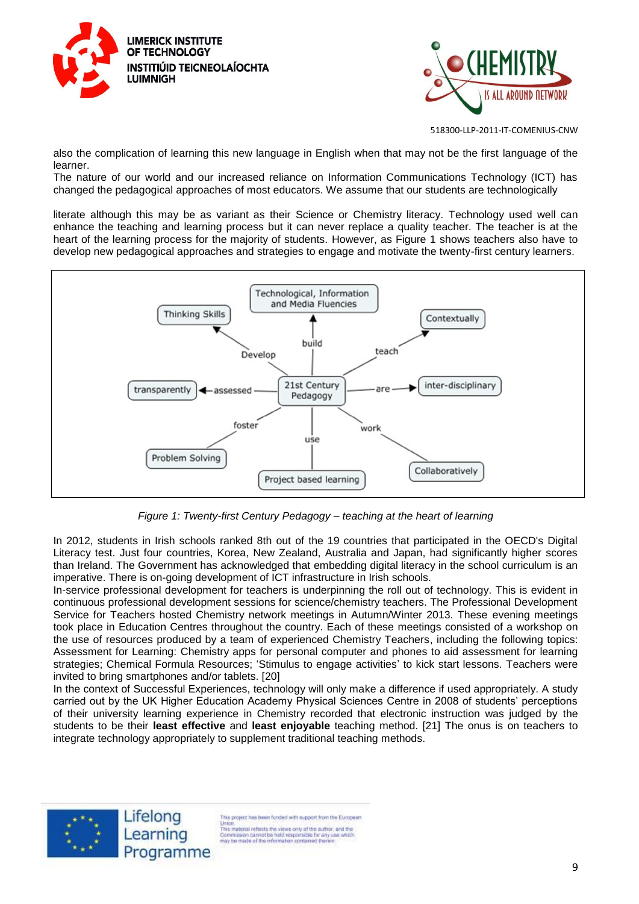also the complication of learning this new language in English when that may not be the first language of the learner.
The nature of our world and our increased reliance on Information Communications Technology (ICT) has changed the pedagogical approaches of most educators. We assume that our students are technologically

literate although this may be as variant as their Science or Chemistry literacy. Technology used well can enhance the teaching and learning process but it can never replace a quality teacher. The teacher is at the heart of the learning process for the majority of students. However, as Figure 1 shows teachers also have to develop new pedagogical approaches and strategies to engage and motivate the twenty-first century learners.

*Figure 1: Twenty-first Century Pedagogy – teaching at the heart of learning*

In 2012, students in Irish schools ranked 8th out of the 19 countries that participated in the OECD's Digital Literacy test. Just four countries, Korea, New Zealand, Australia and Japan, had significantly higher scores than Ireland. The Government has acknowledged that embedding digital literacy in the school curriculum is an imperative. There is on-going development of ICT infrastructure in Irish schools.
In-service professional development for teachers is underpinning the roll out of technology. This is evident in continuous professional development sessions for science/chemistry teachers. The Professional Development Service for Teachers hosted Chemistry network meetings in Autumn/Winter 2013. These evening meetings took place in Education Centres throughout the country. Each of these meetings consisted of a workshop on the use of resources produced by a team of experienced Chemistry Teachers, including the following topics: Assessment for Learning: Chemistry apps for personal computer and phones to aid assessment for learning strategies; Chemical Formula Resources; 'Stimulus to engage activities' to kick start lessons. Teachers were invited to bring smartphones and/or tablets. [20]
In the context of Successful Experiences, technology will only make a difference if used appropriately. A study carried out by the UK Higher Education Academy Physical Sciences Centre in 2008 of students' perceptions of their university learning experience in Chemistry recorded that electronic instruction was judged by the students to be their **least effective** and **least enjoyable** teaching method. [21] The onus is on teachers to integrate technology appropriately to supplement traditional teaching methods.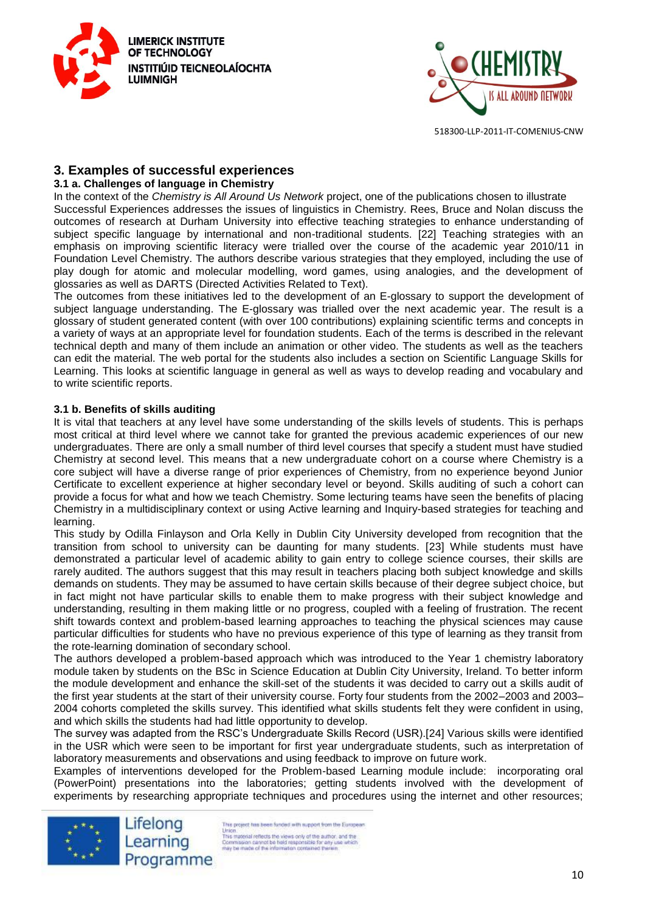## 3. Examples of successful experiences

### 3.1 a. Challenges of language in Chemistry

In the context of the *Chemistry is All Around Us Network* project, one of the publications chosen to illustrate Successful Experiences addresses the issues of linguistics in Chemistry. Rees, Bruce and Nolan discuss the outcomes of research at Durham University into effective teaching strategies to enhance understanding of subject specific language by international and non-traditional students. [22] Teaching strategies with an emphasis on improving scientific literacy were trialled over the course of the academic year 2010/11 in Foundation Level Chemistry. The authors describe various strategies that they employed, including the use of play dough for atomic and molecular modelling, word games, using analogies, and the development of glossaries as well as DARTS (Directed Activities Related to Text).

The outcomes from these initiatives led to the development of an E-glossary to support the development of subject language understanding. The E-glossary was trialled over the next academic year. The result is a glossary of student generated content (with over 100 contributions) explaining scientific terms and concepts in a variety of ways at an appropriate level for foundation students. Each of the terms is described in the relevant technical depth and many of them include an animation or other video. The students as well as the teachers can edit the material. The web portal for the students also includes a section on Scientific Language Skills for Learning. This looks at scientific language in general as well as ways to develop reading and vocabulary and to write scientific reports.

### 3.1 b. Benefits of skills auditing

It is vital that teachers at any level have some understanding of the skills levels of students. This is perhaps most critical at third level where we cannot take for granted the previous academic experiences of our new undergraduates. There are only a small number of third level courses that specify a student must have studied Chemistry at second level. This means that a new undergraduate cohort on a course where Chemistry is a core subject will have a diverse range of prior experiences of Chemistry, from no experience beyond Junior Certificate to excellent experience at higher secondary level or beyond. Skills auditing of such a cohort can provide a focus for what and how we teach Chemistry. Some lecturing teams have seen the benefits of placing Chemistry in a multidisciplinary context or using Active learning and Inquiry-based strategies for teaching and learning.

This study by Odilla Finlayson and Orla Kelly in Dublin City University developed from recognition that the transition from school to university can be daunting for many students. [23] While students must have demonstrated a particular level of academic ability to gain entry to college science courses, their skills are rarely audited. The authors suggest that this may result in teachers placing both subject knowledge and skills demands on students. They may be assumed to have certain skills because of their degree subject choice, but in fact might not have particular skills to enable them to make progress with their subject knowledge and understanding, resulting in them making little or no progress, coupled with a feeling of frustration. The recent shift towards context and problem-based learning approaches to teaching the physical sciences may cause particular difficulties for students who have no previous experience of this type of learning as they transit from the rote-learning domination of secondary school.

The authors developed a problem-based approach which was introduced to the Year 1 chemistry laboratory module taken by students on the BSc in Science Education at Dublin City University, Ireland. To better inform the module development and enhance the skill-set of the students it was decided to carry out a skills audit of the first year students at the start of their university course. Forty four students from the 2002–2003 and 2003–2004 cohorts completed the skills survey. This identified what skills students felt they were confident in using, and which skills the students had had little opportunity to develop.

The survey was adapted from the RSC's Undergraduate Skills Record (USR).[24] Various skills were identified in the USR which were seen to be important for first year undergraduate students, such as interpretation of laboratory measurements and observations and using feedback to improve on future work.

Examples of interventions developed for the Problem-based Learning module include: incorporating oral (PowerPoint) presentations into the laboratories; getting students involved with the development of experiments by researching appropriate techniques and procedures using the internet and other resources;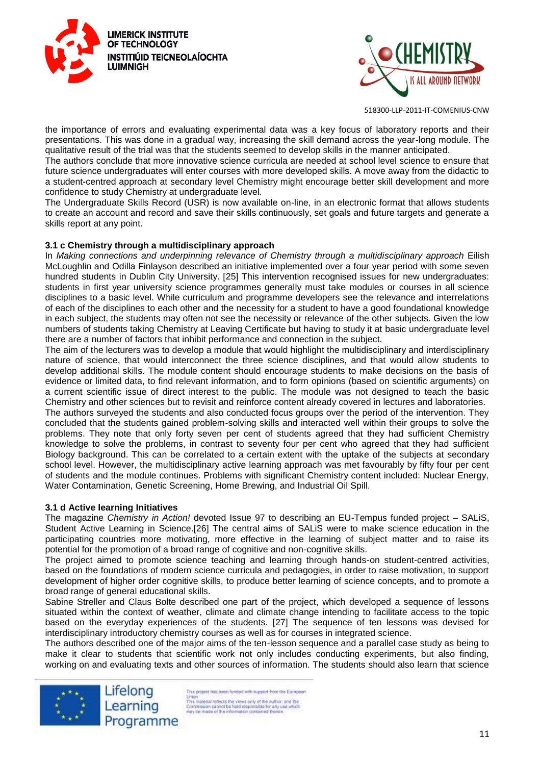the importance of errors and evaluating experimental data was a key focus of laboratory reports and their presentations. This was done in a gradual way, increasing the skill demand across the year-long module. The qualitative result of the trial was that the students seemed to develop skills in the manner anticipated.

The authors conclude that more innovative science curricula are needed at school level science to ensure that future science undergraduates will enter courses with more developed skills. A move away from the didactic to a student-centred approach at secondary level Chemistry might encourage better skill development and more confidence to study Chemistry at undergraduate level.

The Undergraduate Skills Record (USR) is now available on-line, in an electronic format that allows students to create an account and record and save their skills continuously, set goals and future targets and generate a skills report at any point.

### 3.1 c Chemistry through a multidisciplinary approach

In *Making connections and underpinning relevance of Chemistry through a multidisciplinary approach* Eilish McLoughlin and Odilla Finlayson described an initiative implemented over a four year period with some seven hundred students in Dublin City University. [25] This intervention recognised issues for new undergraduates: students in first year university science programmes generally must take modules or courses in all science disciplines to a basic level. While curriculum and programme developers see the relevance and interrelations of each of the disciplines to each other and the necessity for a student to have a good foundational knowledge in each subject, the students may often not see the necessity or relevance of the other subjects. Given the low numbers of students taking Chemistry at Leaving Certificate but having to study it at basic undergraduate level there are a number of factors that inhibit performance and connection in the subject.

The aim of the lecturers was to develop a module that would highlight the multidisciplinary and interdisciplinary nature of science, that would interconnect the three science disciplines, and that would allow students to develop additional skills. The module content should encourage students to make decisions on the basis of evidence or limited data, to find relevant information, and to form opinions (based on scientific arguments) on a current scientific issue of direct interest to the public. The module was not designed to teach the basic Chemistry and other sciences but to revisit and reinforce content already covered in lectures and laboratories.

The authors surveyed the students and also conducted focus groups over the period of the intervention. They concluded that the students gained problem-solving skills and interacted well within their groups to solve the problems. They note that only forty seven per cent of students agreed that they had sufficient Chemistry knowledge to solve the problems, in contrast to seventy four per cent who agreed that they had sufficient Biology background. This can be correlated to a certain extent with the uptake of the subjects at secondary school level. However, the multidisciplinary active learning approach was met favourably by fifty four per cent of students and the module continues. Problems with significant Chemistry content included: Nuclear Energy, Water Contamination, Genetic Screening, Home Brewing, and Industrial Oil Spill.

### 3.1 d Active learning Initiatives

The magazine *Chemistry in Action!* devoted Issue 97 to describing an EU-Tempus funded project – SALiS, Student Active Learning in Science.[26] The central aims of SALiS were to make science education in the participating countries more motivating, more effective in the learning of subject matter and to raise its potential for the promotion of a broad range of cognitive and non-cognitive skills.

The project aimed to promote science teaching and learning through hands-on student-centred activities, based on the foundations of modern science curricula and pedagogies, in order to raise motivation, to support development of higher order cognitive skills, to produce better learning of science concepts, and to promote a broad range of general educational skills.

Sabine Streller and Claus Bolte described one part of the project, which developed a sequence of lessons situated within the context of weather, climate and climate change intending to facilitate access to the topic based on the everyday experiences of the students. [27] The sequence of ten lessons was devised for interdisciplinary introductory chemistry courses as well as for courses in integrated science.

The authors described one of the major aims of the ten-lesson sequence and a parallel case study as being to make it clear to students that scientific work not only includes conducting experiments, but also finding, working on and evaluating texts and other sources of information. The students should also learn that science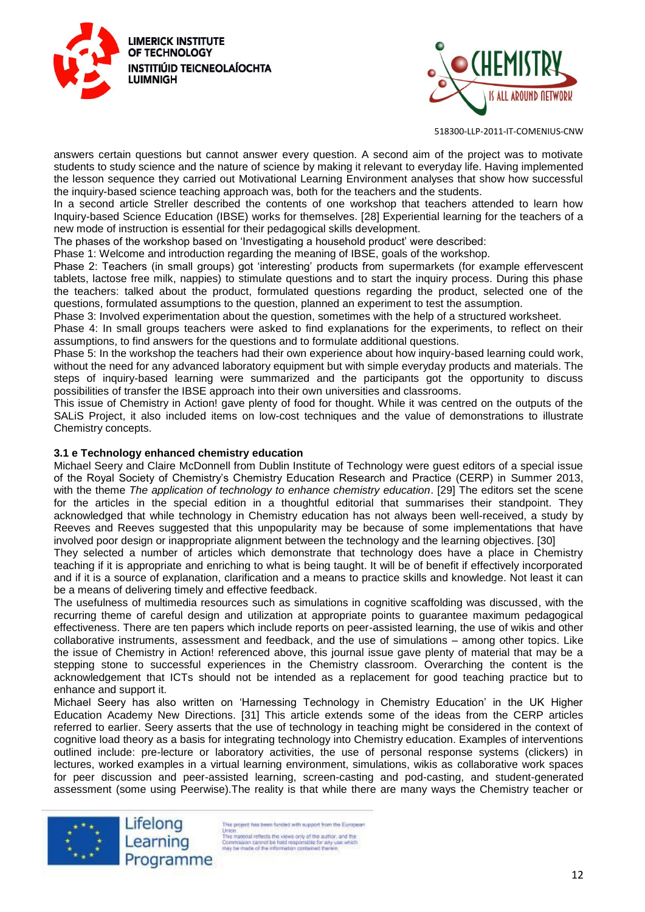answers certain questions but cannot answer every question. A second aim of the project was to motivate students to study science and the nature of science by making it relevant to everyday life. Having implemented the lesson sequence they carried out Motivational Learning Environment analyses that show how successful the inquiry-based science teaching approach was, both for the teachers and the students.

In a second article Streller described the contents of one workshop that teachers attended to learn how Inquiry-based Science Education (IBSE) works for themselves. [28] Experiential learning for the teachers of a new mode of instruction is essential for their pedagogical skills development.

The phases of the workshop based on 'Investigating a household product' were described:

Phase 1: Welcome and introduction regarding the meaning of IBSE, goals of the workshop.

Phase 2: Teachers (in small groups) got 'interesting' products from supermarkets (for example effervescent tablets, lactose free milk, nappies) to stimulate questions and to start the inquiry process. During this phase the teachers: talked about the product, formulated questions regarding the product, selected one of the questions, formulated assumptions to the question, planned an experiment to test the assumption.

Phase 3: Involved experimentation about the question, sometimes with the help of a structured worksheet.

Phase 4: In small groups teachers were asked to find explanations for the experiments, to reflect on their assumptions, to find answers for the questions and to formulate additional questions.

Phase 5: In the workshop the teachers had their own experience about how inquiry-based learning could work, without the need for any advanced laboratory equipment but with simple everyday products and materials. The steps of inquiry-based learning were summarized and the participants got the opportunity to discuss possibilities of transfer the IBSE approach into their own universities and classrooms.

This issue of Chemistry in Action! gave plenty of food for thought. While it was centred on the outputs of the SALiS Project, it also included items on low-cost techniques and the value of demonstrations to illustrate Chemistry concepts.

### 3.1 e Technology enhanced chemistry education

Michael Seery and Claire McDonnell from Dublin Institute of Technology were guest editors of a special issue of the Royal Society of Chemistry's Chemistry Education Research and Practice (CERP) in Summer 2013, with the theme *The application of technology to enhance chemistry education*. [29] The editors set the scene for the articles in the special edition in a thoughtful editorial that summarises their standpoint. They acknowledged that while technology in Chemistry education has not always been well-received, a study by Reeves and Reeves suggested that this unpopularity may be because of some implementations that have involved poor design or inappropriate alignment between the technology and the learning objectives. [30]

They selected a number of articles which demonstrate that technology does have a place in Chemistry teaching if it is appropriate and enriching to what is being taught. It will be of benefit if effectively incorporated and if it is a source of explanation, clarification and a means to practice skills and knowledge. Not least it can be a means of delivering timely and effective feedback.

The usefulness of multimedia resources such as simulations in cognitive scaffolding was discussed, with the recurring theme of careful design and utilization at appropriate points to guarantee maximum pedagogical effectiveness. There are ten papers which include reports on peer-assisted learning, the use of wikis and other collaborative instruments, assessment and feedback, and the use of simulations – among other topics. Like the issue of Chemistry in Action! referenced above, this journal issue gave plenty of material that may be a stepping stone to successful experiences in the Chemistry classroom. Overarching the content is the acknowledgement that ICTs should not be intended as a replacement for good teaching practice but to enhance and support it.

Michael Seery has also written on 'Harnessing Technology in Chemistry Education' in the UK Higher Education Academy New Directions. [31] This article extends some of the ideas from the CERP articles referred to earlier. Seery asserts that the use of technology in teaching might be considered in the context of cognitive load theory as a basis for integrating technology into Chemistry education. Examples of interventions outlined include: pre-lecture or laboratory activities, the use of personal response systems (clickers) in lectures, worked examples in a virtual learning environment, simulations, wikis as collaborative work spaces for peer discussion and peer-assisted learning, screen-casting and pod-casting, and student-generated assessment (some using Peerwise).The reality is that while there are many ways the Chemistry teacher or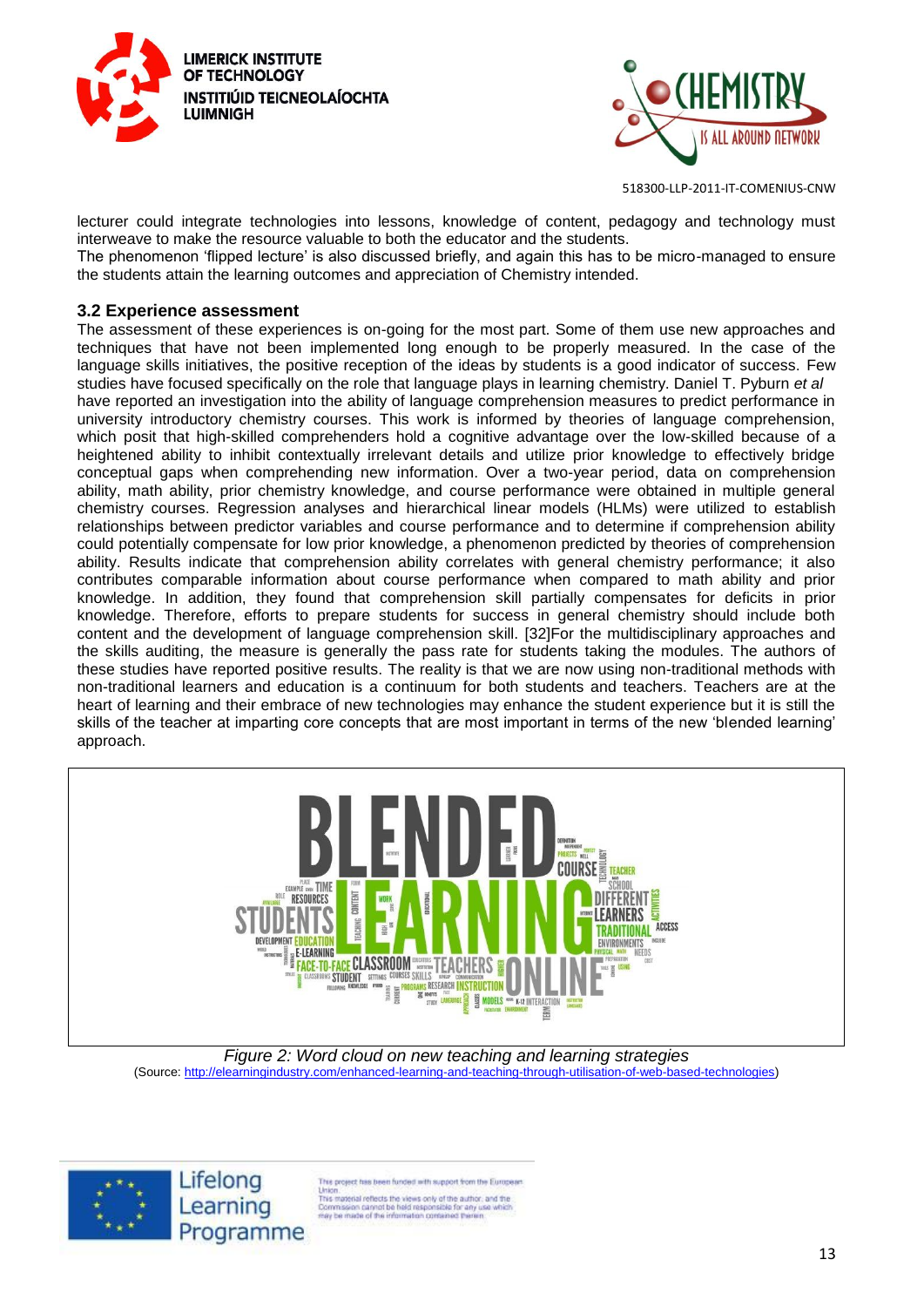lecturer could integrate technologies into lessons, knowledge of content, pedagogy and technology must interweave to make the resource valuable to both the educator and the students.
The phenomenon 'flipped lecture' is also discussed briefly, and again this has to be micro-managed to ensure the students attain the learning outcomes and appreciation of Chemistry intended.

### 3.2 Experience assessment

The assessment of these experiences is on-going for the most part. Some of them use new approaches and techniques that have not been implemented long enough to be properly measured. In the case of the language skills initiatives, the positive reception of the ideas by students is a good indicator of success. Few studies have focused specifically on the role that language plays in learning chemistry. Daniel T. Pyburn *et al* have reported an investigation into the ability of language comprehension measures to predict performance in university introductory chemistry courses. This work is informed by theories of language comprehension, which posit that high-skilled comprehenders hold a cognitive advantage over the low-skilled because of a heightened ability to inhibit contextually irrelevant details and utilize prior knowledge to effectively bridge conceptual gaps when comprehending new information. Over a two-year period, data on comprehension ability, math ability, prior chemistry knowledge, and course performance were obtained in multiple general chemistry courses. Regression analyses and hierarchical linear models (HLMs) were utilized to establish relationships between predictor variables and course performance and to determine if comprehension ability could potentially compensate for low prior knowledge, a phenomenon predicted by theories of comprehension ability. Results indicate that comprehension ability correlates with general chemistry performance; it also contributes comparable information about course performance when compared to math ability and prior knowledge. In addition, they found that comprehension skill partially compensates for deficits in prior knowledge. Therefore, efforts to prepare students for success in general chemistry should include both content and the development of language comprehension skill. [32]For the multidisciplinary approaches and the skills auditing, the measure is generally the pass rate for students taking the modules. The authors of these studies have reported positive results. The reality is that we are now using non-traditional methods with non-traditional learners and education is a continuum for both students and teachers. Teachers are at the heart of learning and their embrace of new technologies may enhance the student experience but it is still the skills of the teacher at imparting core concepts that are most important in terms of the new 'blended learning' approach.

*Figure 2: Word cloud on new teaching and learning strategies*
(Source: http://elearningindustry.com/enhanced-learning-and-teaching-through-utilisation-of-web-based-technologies)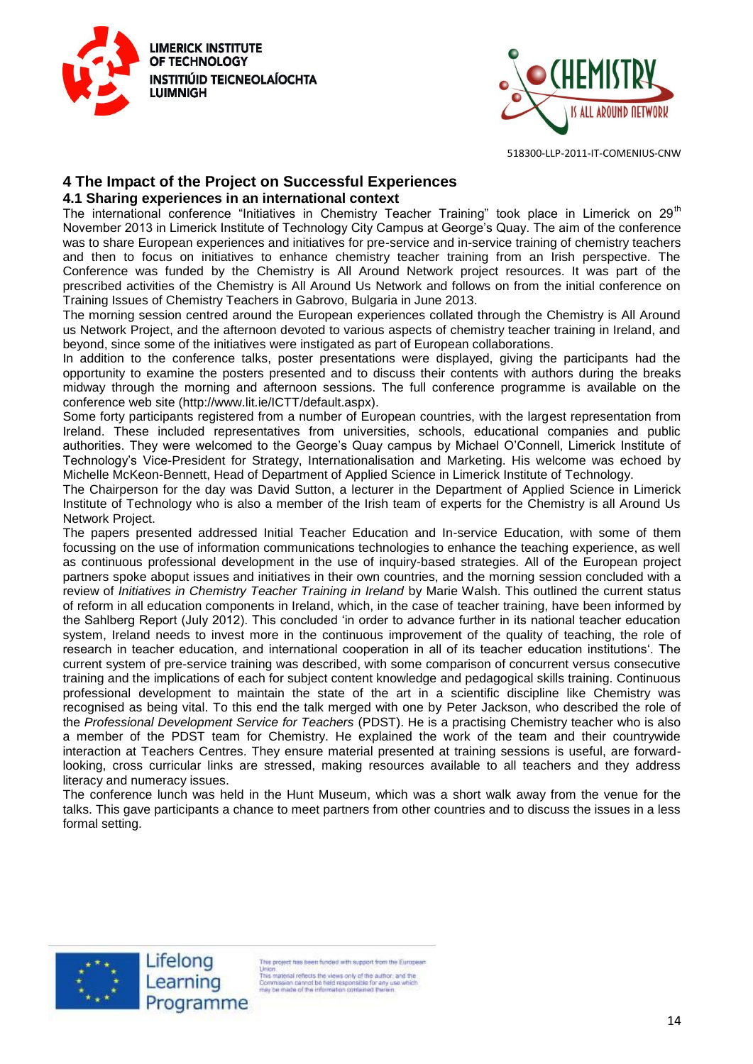## 4 The Impact of the Project on Successful Experiences

### 4.1 Sharing experiences in an international context

The international conference "Initiatives in Chemistry Teacher Training" took place in Limerick on 29th November 2013 in Limerick Institute of Technology City Campus at George's Quay. The aim of the conference was to share European experiences and initiatives for pre-service and in-service training of chemistry teachers and then to focus on initiatives to enhance chemistry teacher training from an Irish perspective. The Conference was funded by the Chemistry is All Around Network project resources. It was part of the prescribed activities of the Chemistry is All Around Us Network and follows on from the initial conference on Training Issues of Chemistry Teachers in Gabrovo, Bulgaria in June 2013.

The morning session centred around the European experiences collated through the Chemistry is All Around us Network Project, and the afternoon devoted to various aspects of chemistry teacher training in Ireland, and beyond, since some of the initiatives were instigated as part of European collaborations.

In addition to the conference talks, poster presentations were displayed, giving the participants had the opportunity to examine the posters presented and to discuss their contents with authors during the breaks midway through the morning and afternoon sessions. The full conference programme is available on the conference web site (http://www.lit.ie/ICTT/default.aspx).

Some forty participants registered from a number of European countries, with the largest representation from Ireland. These included representatives from universities, schools, educational companies and public authorities. They were welcomed to the George's Quay campus by Michael O'Connell, Limerick Institute of Technology's Vice-President for Strategy, Internationalisation and Marketing. His welcome was echoed by Michelle McKeon-Bennett, Head of Department of Applied Science in Limerick Institute of Technology.

The Chairperson for the day was David Sutton, a lecturer in the Department of Applied Science in Limerick Institute of Technology who is also a member of the Irish team of experts for the Chemistry is all Around Us Network Project.

The papers presented addressed Initial Teacher Education and In-service Education, with some of them focussing on the use of information communications technologies to enhance the teaching experience, as well as continuous professional development in the use of inquiry-based strategies. All of the European project partners spoke abopt issues and initiatives in their own countries, and the morning session concluded with a review of *Initiatives in Chemistry Teacher Training in Ireland* by Marie Walsh. This outlined the current status of reform in all education components in Ireland, which, in the case of teacher training, have been informed by the Sahlberg Report (July 2012). This concluded 'in order to advance further in its national teacher education system, Ireland needs to invest more in the continuous improvement of the quality of teaching, the role of research in teacher education, and international cooperation in all of its teacher education institutions'. The current system of pre-service training was described, with some comparison of concurrent versus consecutive training and the implications of each for subject content knowledge and pedagogical skills training. Continuous professional development to maintain the state of the art in a scientific discipline like Chemistry was recognised as being vital. To this end the talk merged with one by Peter Jackson, who described the role of the *Professional Development Service for Teachers* (PDST). He is a practising Chemistry teacher who is also a member of the PDST team for Chemistry. He explained the work of the team and their countrywide interaction at Teachers Centres. They ensure material presented at training sessions is useful, are forward-looking, cross curricular links are stressed, making resources available to all teachers and they address literacy and numeracy issues.

The conference lunch was held in the Hunt Museum, which was a short walk away from the venue for the talks. This gave participants a chance to meet partners from other countries and to discuss the issues in a less formal setting.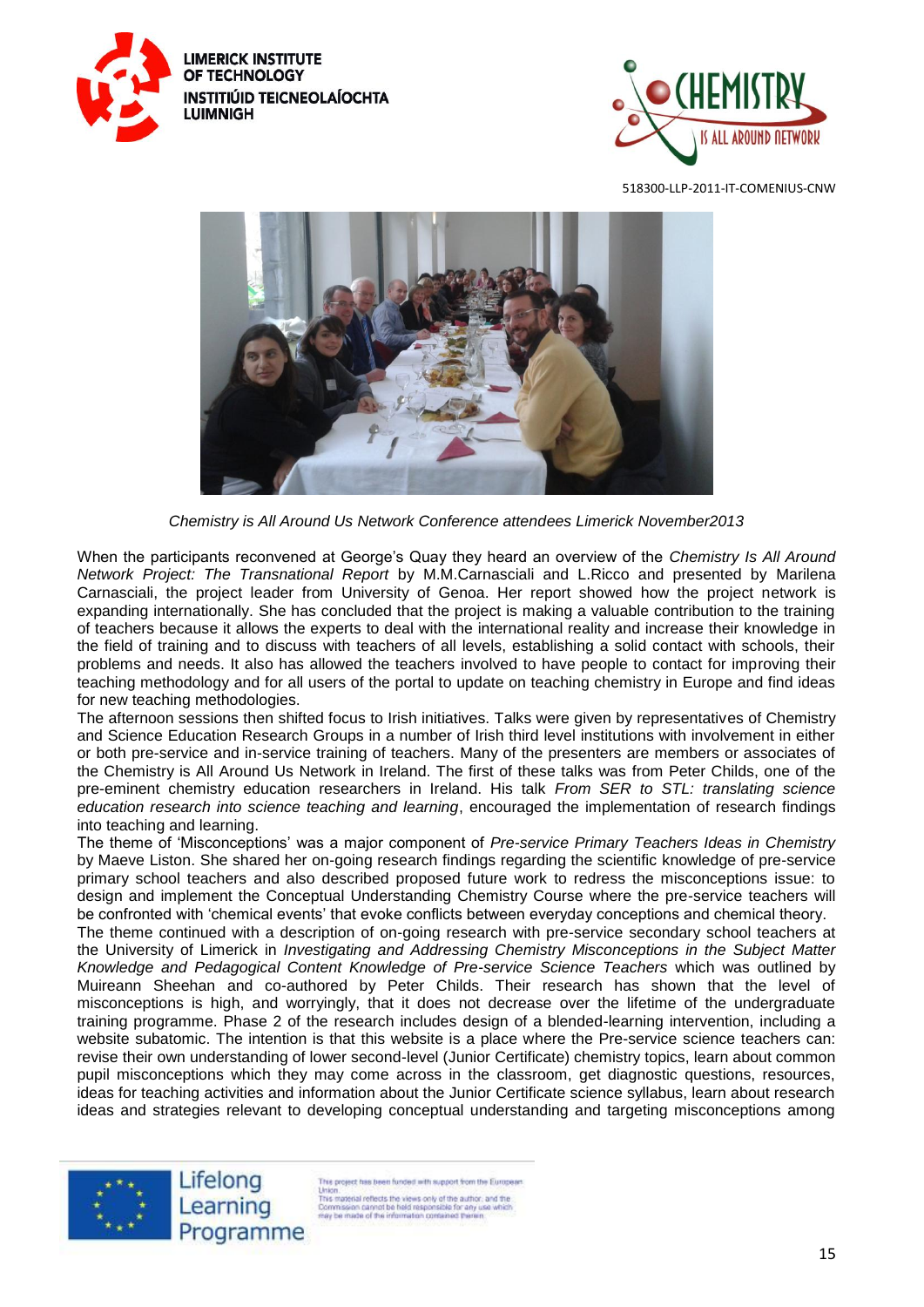*Chemistry is All Around Us Network Conference attendees Limerick November2013*

When the participants reconvened at George's Quay they heard an overview of the *Chemistry Is All Around Network Project: The Transnational Report* by M.M.Carnasciali and L.Ricco and presented by Marilena Carnasciali, the project leader from University of Genoa. Her report showed how the project network is expanding internationally. She has concluded that the project is making a valuable contribution to the training of teachers because it allows the experts to deal with the international reality and increase their knowledge in the field of training and to discuss with teachers of all levels, establishing a solid contact with schools, their problems and needs. It also has allowed the teachers involved to have people to contact for improving their teaching methodology and for all users of the portal to update on teaching chemistry in Europe and find ideas for new teaching methodologies.

The afternoon sessions then shifted focus to Irish initiatives. Talks were given by representatives of Chemistry and Science Education Research Groups in a number of Irish third level institutions with involvement in either or both pre-service and in-service training of teachers. Many of the presenters are members or associates of the Chemistry is All Around Us Network in Ireland. The first of these talks was from Peter Childs, one of the pre-eminent chemistry education researchers in Ireland. His talk *From SER to STL: translating science education research into science teaching and learning*, encouraged the implementation of research findings into teaching and learning.

The theme of 'Misconceptions' was a major component of *Pre-service Primary Teachers Ideas in Chemistry* by Maeve Liston. She shared her on-going research findings regarding the scientific knowledge of pre-service primary school teachers and also described proposed future work to redress the misconceptions issue: to design and implement the Conceptual Understanding Chemistry Course where the pre-service teachers will be confronted with 'chemical events' that evoke conflicts between everyday conceptions and chemical theory.

The theme continued with a description of on-going research with pre-service secondary school teachers at the University of Limerick in *Investigating and Addressing Chemistry Misconceptions in the Subject Matter Knowledge and Pedagogical Content Knowledge of Pre-service Science Teachers* which was outlined by Muireann Sheehan and co-authored by Peter Childs. Their research has shown that the level of misconceptions is high, and worryingly, that it does not decrease over the lifetime of the undergraduate training programme. Phase 2 of the research includes design of a blended-learning intervention, including a website subatomic. The intention is that this website is a place where the Pre-service science teachers can: revise their own understanding of lower second-level (Junior Certificate) chemistry topics, learn about common pupil misconceptions which they may come across in the classroom, get diagnostic questions, resources, ideas for teaching activities and information about the Junior Certificate science syllabus, learn about research ideas and strategies relevant to developing conceptual understanding and targeting misconceptions among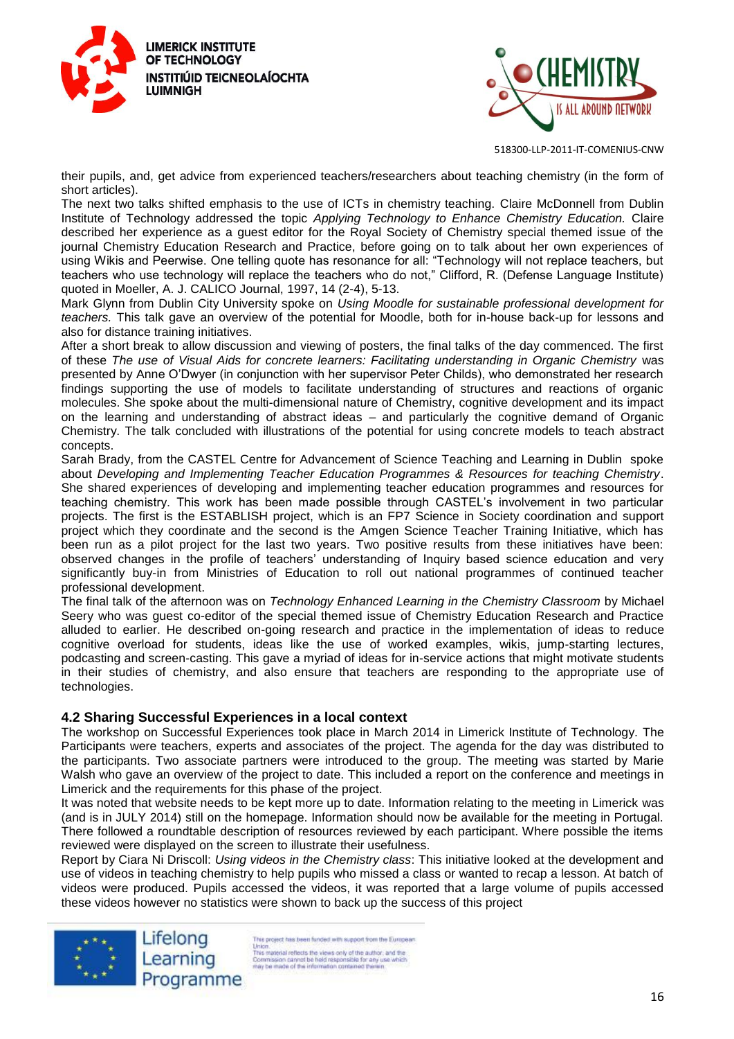their pupils, and, get advice from experienced teachers/researchers about teaching chemistry (in the form of short articles).

The next two talks shifted emphasis to the use of ICTs in chemistry teaching. Claire McDonnell from Dublin Institute of Technology addressed the topic *Applying Technology to Enhance Chemistry Education.* Claire described her experience as a guest editor for the Royal Society of Chemistry special themed issue of the journal Chemistry Education Research and Practice, before going on to talk about her own experiences of using Wikis and Peerwise. One telling quote has resonance for all: "Technology will not replace teachers, but teachers who use technology will replace the teachers who do not," Clifford, R. (Defense Language Institute) quoted in Moeller, A. J. CALICO Journal, 1997, 14 (2-4), 5-13.

Mark Glynn from Dublin City University spoke on *Using Moodle for sustainable professional development for teachers.* This talk gave an overview of the potential for Moodle, both for in-house back-up for lessons and also for distance training initiatives.

After a short break to allow discussion and viewing of posters, the final talks of the day commenced. The first of these *The use of Visual Aids for concrete learners: Facilitating understanding in Organic Chemistry* was presented by Anne O'Dwyer (in conjunction with her supervisor Peter Childs), who demonstrated her research findings supporting the use of models to facilitate understanding of structures and reactions of organic molecules. She spoke about the multi-dimensional nature of Chemistry, cognitive development and its impact on the learning and understanding of abstract ideas – and particularly the cognitive demand of Organic Chemistry. The talk concluded with illustrations of the potential for using concrete models to teach abstract concepts.

Sarah Brady, from the CASTEL Centre for Advancement of Science Teaching and Learning in Dublin spoke about *Developing and Implementing Teacher Education Programmes & Resources for teaching Chemistry*. She shared experiences of developing and implementing teacher education programmes and resources for teaching chemistry. This work has been made possible through CASTEL's involvement in two particular projects. The first is the ESTABLISH project, which is an FP7 Science in Society coordination and support project which they coordinate and the second is the Amgen Science Teacher Training Initiative, which has been run as a pilot project for the last two years. Two positive results from these initiatives have been: observed changes in the profile of teachers' understanding of Inquiry based science education and very significantly buy-in from Ministries of Education to roll out national programmes of continued teacher professional development.

The final talk of the afternoon was on *Technology Enhanced Learning in the Chemistry Classroom* by Michael Seery who was guest co-editor of the special themed issue of Chemistry Education Research and Practice alluded to earlier. He described on-going research and practice in the implementation of ideas to reduce cognitive overload for students, ideas like the use of worked examples, wikis, jump-starting lectures, podcasting and screen-casting. This gave a myriad of ideas for in-service actions that might motivate students in their studies of chemistry, and also ensure that teachers are responding to the appropriate use of technologies.

### 4.2 Sharing Successful Experiences in a local context

The workshop on Successful Experiences took place in March 2014 in Limerick Institute of Technology. The Participants were teachers, experts and associates of the project. The agenda for the day was distributed to the participants. Two associate partners were introduced to the group. The meeting was started by Marie Walsh who gave an overview of the project to date. This included a report on the conference and meetings in Limerick and the requirements for this phase of the project.

It was noted that website needs to be kept more up to date. Information relating to the meeting in Limerick was (and is in JULY 2014) still on the homepage. Information should now be available for the meeting in Portugal. There followed a roundtable description of resources reviewed by each participant. Where possible the items reviewed were displayed on the screen to illustrate their usefulness.

Report by Ciara Ni Driscoll: *Using videos in the Chemistry class*: This initiative looked at the development and use of videos in teaching chemistry to help pupils who missed a class or wanted to recap a lesson. At batch of videos were produced. Pupils accessed the videos, it was reported that a large volume of pupils accessed these videos however no statistics were shown to back up the success of this project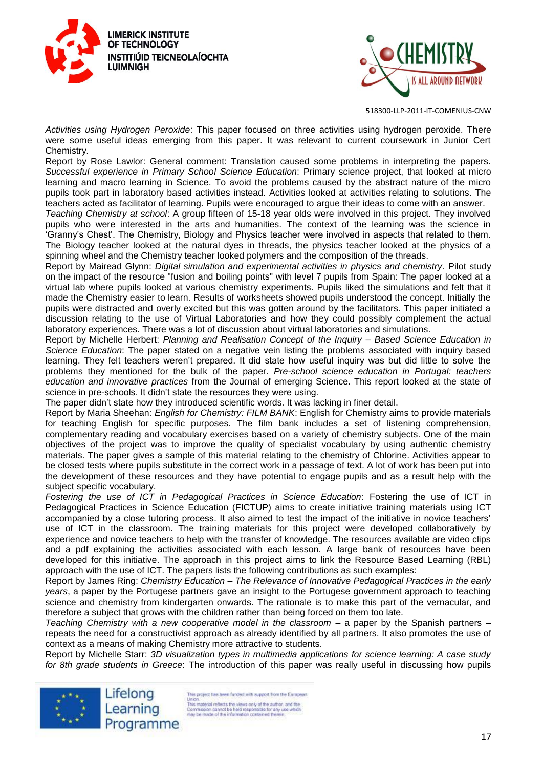*Activities using Hydrogen Peroxide*: This paper focused on three activities using hydrogen peroxide. There were some useful ideas emerging from this paper. It was relevant to current coursework in Junior Cert Chemistry.

Report by Rose Lawlor: General comment: Translation caused some problems in interpreting the papers. *Successful experience in Primary School Science Education*: Primary science project, that looked at micro learning and macro learning in Science. To avoid the problems caused by the abstract nature of the micro pupils took part in laboratory based activities instead. Activities looked at activities relating to solutions. The teachers acted as facilitator of learning. Pupils were encouraged to argue their ideas to come with an answer.

*Teaching Chemistry at school*: A group fifteen of 15-18 year olds were involved in this project. They involved pupils who were interested in the arts and humanities. The context of the learning was the science in 'Granny's Chest'. The Chemistry, Biology and Physics teacher were involved in aspects that related to them. The Biology teacher looked at the natural dyes in threads, the physics teacher looked at the physics of a spinning wheel and the Chemistry teacher looked polymers and the composition of the threads.

Report by Mairead Glynn: *Digital simulation and experimental activities in physics and chemistry*. Pilot study on the impact of the resource "fusion and boiling points" with level 7 pupils from Spain: The paper looked at a virtual lab where pupils looked at various chemistry experiments. Pupils liked the simulations and felt that it made the Chemistry easier to learn. Results of worksheets showed pupils understood the concept. Initially the pupils were distracted and overly excited but this was gotten around by the facilitators. This paper initiated a discussion relating to the use of Virtual Laboratories and how they could possibly complement the actual laboratory experiences. There was a lot of discussion about virtual laboratories and simulations.

Report by Michelle Herbert: *Planning and Realisation Concept of the Inquiry – Based Science Education in Science Education*: The paper stated on a negative vein listing the problems associated with inquiry based learning. They felt teachers weren't prepared. It did state how useful inquiry was but did little to solve the problems they mentioned for the bulk of the paper. *Pre-school science education in Portugal: teachers education and innovative practices* from the Journal of emerging Science. This report looked at the state of science in pre-schools. It didn't state the resources they were using.

The paper didn't state how they introduced scientific words. It was lacking in finer detail.

Report by Maria Sheehan: *English for Chemistry: FILM BANK*: English for Chemistry aims to provide materials for teaching English for specific purposes. The film bank includes a set of listening comprehension, complementary reading and vocabulary exercises based on a variety of chemistry subjects. One of the main objectives of the project was to improve the quality of specialist vocabulary by using authentic chemistry materials. The paper gives a sample of this material relating to the chemistry of Chlorine. Activities appear to be closed tests where pupils substitute in the correct work in a passage of text. A lot of work has been put into the development of these resources and they have potential to engage pupils and as a result help with the subject specific vocabulary.

*Fostering the use of ICT in Pedagogical Practices in Science Education*: Fostering the use of ICT in Pedagogical Practices in Science Education (FICTUP) aims to create initiative training materials using ICT accompanied by a close tutoring process. It also aimed to test the impact of the initiative in novice teachers' use of ICT in the classroom. The training materials for this project were developed collaboratively by experience and novice teachers to help with the transfer of knowledge. The resources available are video clips and a pdf explaining the activities associated with each lesson. A large bank of resources have been developed for this initiative. The approach in this project aims to link the Resource Based Learning (RBL) approach with the use of ICT. The papers lists the following contributions as such examples:

Report by James Ring: *Chemistry Education – The Relevance of Innovative Pedagogical Practices in the early years*, a paper by the Portugese partners gave an insight to the Portugese government approach to teaching science and chemistry from kindergarten onwards. The rationale is to make this part of the vernacular, and therefore a subject that grows with the children rather than being forced on them too late.

*Teaching Chemistry with a new cooperative model in the classroom* – a paper by the Spanish partners – repeats the need for a constructivist approach as already identified by all partners. It also promotes the use of context as a means of making Chemistry more attractive to students.

Report by Michelle Starr: *3D visualization types in multimedia applications for science learning: A case study for 8th grade students in Greece*: The introduction of this paper was really useful in discussing how pupils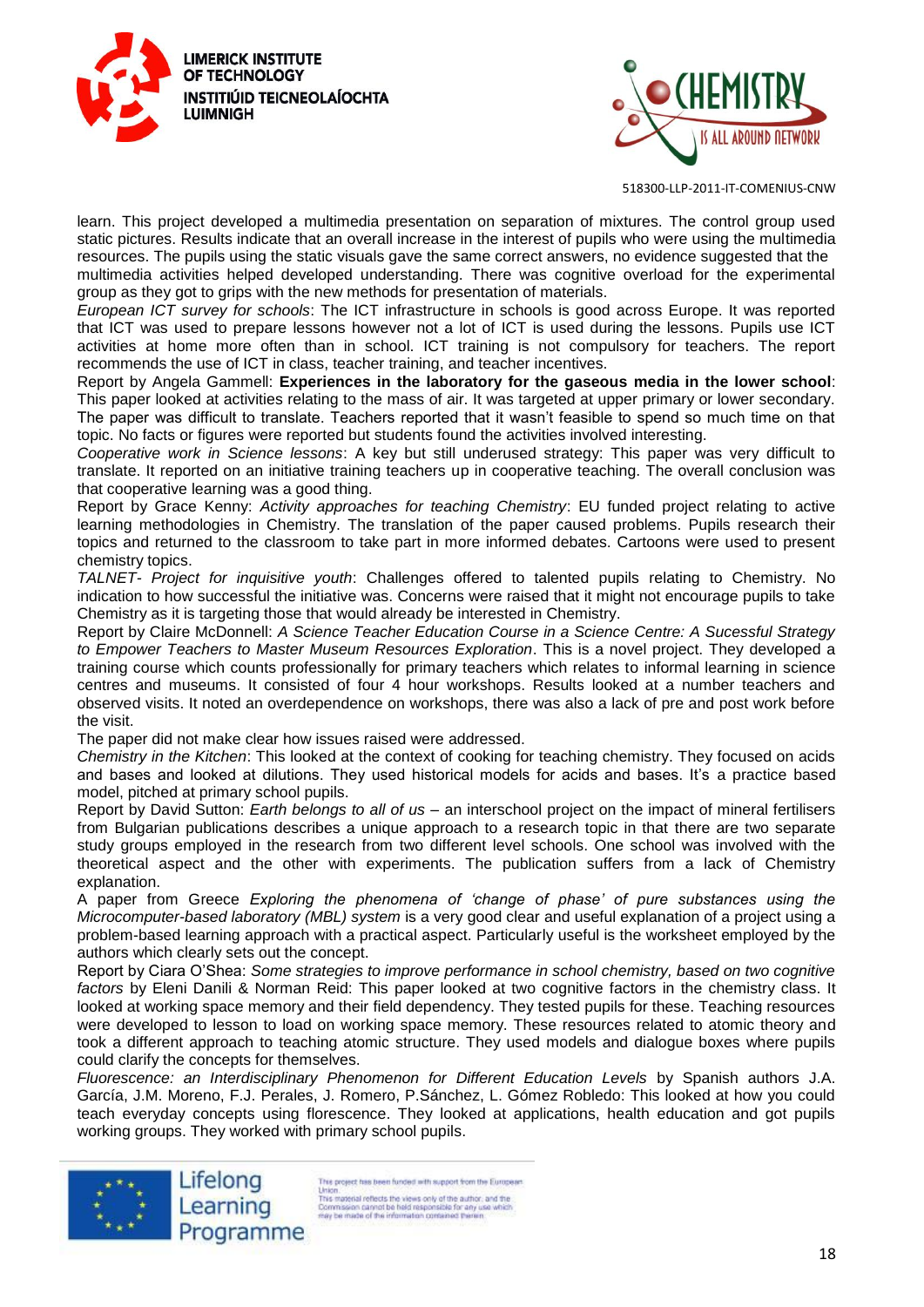learn. This project developed a multimedia presentation on separation of mixtures. The control group used static pictures. Results indicate that an overall increase in the interest of pupils who were using the multimedia resources. The pupils using the static visuals gave the same correct answers, no evidence suggested that the multimedia activities helped developed understanding. There was cognitive overload for the experimental group as they got to grips with the new methods for presentation of materials.

*European ICT survey for schools*: The ICT infrastructure in schools is good across Europe. It was reported that ICT was used to prepare lessons however not a lot of ICT is used during the lessons. Pupils use ICT activities at home more often than in school. ICT training is not compulsory for teachers. The report recommends the use of ICT in class, teacher training, and teacher incentives.

Report by Angela Gammell: **Experiences in the laboratory for the gaseous media in the lower school**: This paper looked at activities relating to the mass of air. It was targeted at upper primary or lower secondary. The paper was difficult to translate. Teachers reported that it wasn't feasible to spend so much time on that topic. No facts or figures were reported but students found the activities involved interesting.

*Cooperative work in Science lessons*: A key but still underused strategy: This paper was very difficult to translate. It reported on an initiative training teachers up in cooperative teaching. The overall conclusion was that cooperative learning was a good thing.

Report by Grace Kenny: *Activity approaches for teaching Chemistry*: EU funded project relating to active learning methodologies in Chemistry. The translation of the paper caused problems. Pupils research their topics and returned to the classroom to take part in more informed debates. Cartoons were used to present chemistry topics.

*TALNET- Project for inquisitive youth*: Challenges offered to talented pupils relating to Chemistry. No indication to how successful the initiative was. Concerns were raised that it might not encourage pupils to take Chemistry as it is targeting those that would already be interested in Chemistry.

Report by Claire McDonnell: *A Science Teacher Education Course in a Science Centre: A Sucessful Strategy to Empower Teachers to Master Museum Resources Exploration*. This is a novel project. They developed a training course which counts professionally for primary teachers which relates to informal learning in science centres and museums. It consisted of four 4 hour workshops. Results looked at a number teachers and observed visits. It noted an overdependence on workshops, there was also a lack of pre and post work before the visit.

The paper did not make clear how issues raised were addressed.

*Chemistry in the Kitchen*: This looked at the context of cooking for teaching chemistry. They focused on acids and bases and looked at dilutions. They used historical models for acids and bases. It's a practice based model, pitched at primary school pupils.

Report by David Sutton: *Earth belongs to all of us* – an interschool project on the impact of mineral fertilisers from Bulgarian publications describes a unique approach to a research topic in that there are two separate study groups employed in the research from two different level schools. One school was involved with the theoretical aspect and the other with experiments. The publication suffers from a lack of Chemistry explanation.

A paper from Greece *Exploring the phenomena of 'change of phase' of pure substances using the Microcomputer-based laboratory (MBL) system* is a very good clear and useful explanation of a project using a problem-based learning approach with a practical aspect. Particularly useful is the worksheet employed by the authors which clearly sets out the concept.

Report by Ciara O'Shea: *Some strategies to improve performance in school chemistry, based on two cognitive factors* by Eleni Danili & Norman Reid: This paper looked at two cognitive factors in the chemistry class. It looked at working space memory and their field dependency. They tested pupils for these. Teaching resources were developed to lesson to load on working space memory. These resources related to atomic theory and took a different approach to teaching atomic structure. They used models and dialogue boxes where pupils could clarify the concepts for themselves.

*Fluorescence: an Interdisciplinary Phenomenon for Different Education Levels* by Spanish authors J.A. García, J.M. Moreno, F.J. Perales, J. Romero, P.Sánchez, L. Gómez Robledo: This looked at how you could teach everyday concepts using florescence. They looked at applications, health education and got pupils working groups. They worked with primary school pupils.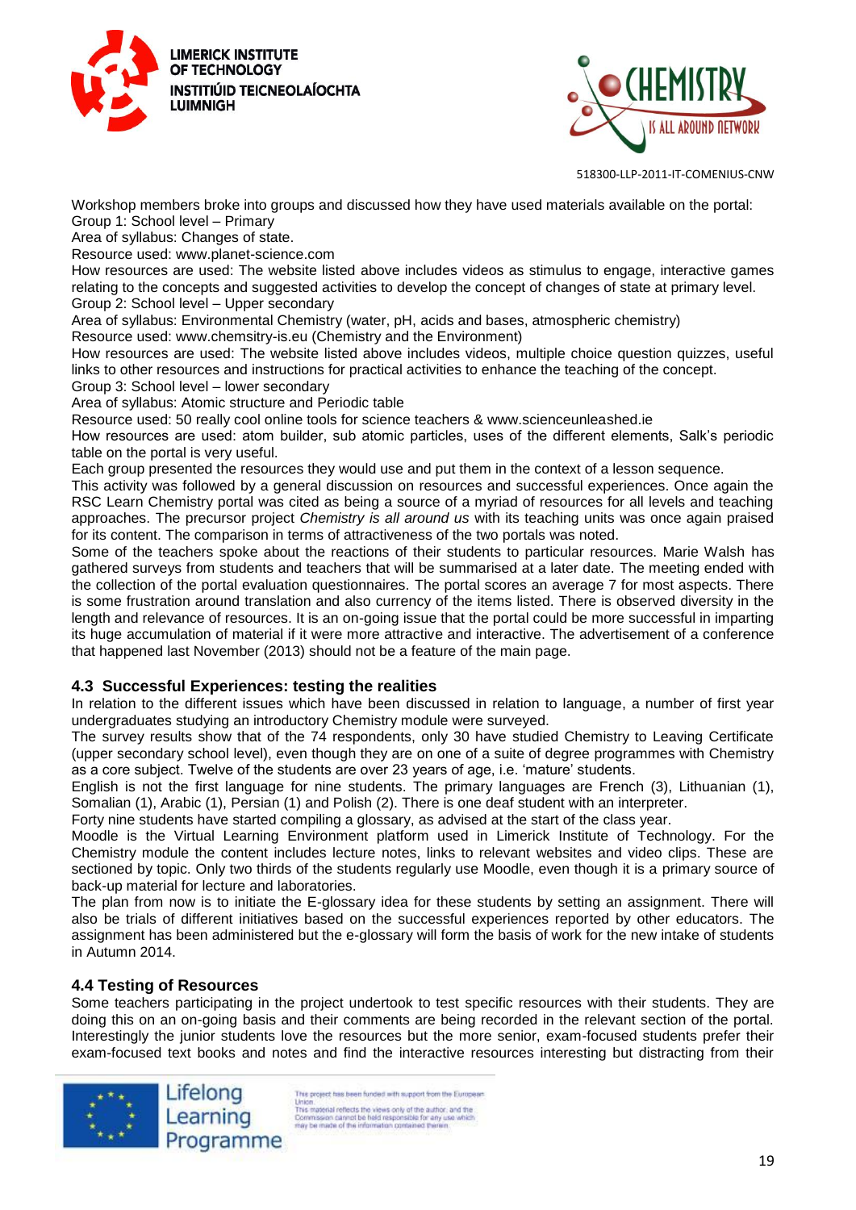Workshop members broke into groups and discussed how they have used materials available on the portal:
Group 1: School level – Primary
Area of syllabus: Changes of state.
Resource used: www.planet-science.com
How resources are used: The website listed above includes videos as stimulus to engage, interactive games relating to the concepts and suggested activities to develop the concept of changes of state at primary level.
Group 2: School level – Upper secondary
Area of syllabus: Environmental Chemistry (water, pH, acids and bases, atmospheric chemistry)
Resource used: www.chemsitry-is.eu (Chemistry and the Environment)
How resources are used: The website listed above includes videos, multiple choice question quizzes, useful links to other resources and instructions for practical activities to enhance the teaching of the concept.
Group 3: School level – lower secondary
Area of syllabus: Atomic structure and Periodic table
Resource used: 50 really cool online tools for science teachers & www.scienceunleashed.ie
How resources are used: atom builder, sub atomic particles, uses of the different elements, Salk's periodic table on the portal is very useful.
Each group presented the resources they would use and put them in the context of a lesson sequence.
This activity was followed by a general discussion on resources and successful experiences. Once again the RSC Learn Chemistry portal was cited as being a source of a myriad of resources for all levels and teaching approaches. The precursor project *Chemistry is all around us* with its teaching units was once again praised for its content. The comparison in terms of attractiveness of the two portals was noted.
Some of the teachers spoke about the reactions of their students to particular resources. Marie Walsh has gathered surveys from students and teachers that will be summarised at a later date. The meeting ended with the collection of the portal evaluation questionnaires. The portal scores an average 7 for most aspects. There is some frustration around translation and also currency of the items listed. There is observed diversity in the length and relevance of resources. It is an on-going issue that the portal could be more successful in imparting its huge accumulation of material if it were more attractive and interactive. The advertisement of a conference that happened last November (2013) should not be a feature of the main page.

### 4.3 Successful Experiences: testing the realities

In relation to the different issues which have been discussed in relation to language, a number of first year undergraduates studying an introductory Chemistry module were surveyed.
The survey results show that of the 74 respondents, only 30 have studied Chemistry to Leaving Certificate (upper secondary school level), even though they are on one of a suite of degree programmes with Chemistry as a core subject. Twelve of the students are over 23 years of age, i.e. 'mature' students.
English is not the first language for nine students. The primary languages are French (3), Lithuanian (1), Somalian (1), Arabic (1), Persian (1) and Polish (2). There is one deaf student with an interpreter.
Forty nine students have started compiling a glossary, as advised at the start of the class year.
Moodle is the Virtual Learning Environment platform used in Limerick Institute of Technology. For the Chemistry module the content includes lecture notes, links to relevant websites and video clips. These are sectioned by topic. Only two thirds of the students regularly use Moodle, even though it is a primary source of back-up material for lecture and laboratories.
The plan from now is to initiate the E-glossary idea for these students by setting an assignment. There will also be trials of different initiatives based on the successful experiences reported by other educators. The assignment has been administered but the e-glossary will form the basis of work for the new intake of students in Autumn 2014.

### 4.4 Testing of Resources

Some teachers participating in the project undertook to test specific resources with their students. They are doing this on an on-going basis and their comments are being recorded in the relevant section of the portal. Interestingly the junior students love the resources but the more senior, exam-focused students prefer their exam-focused text books and notes and find the interactive resources interesting but distracting from their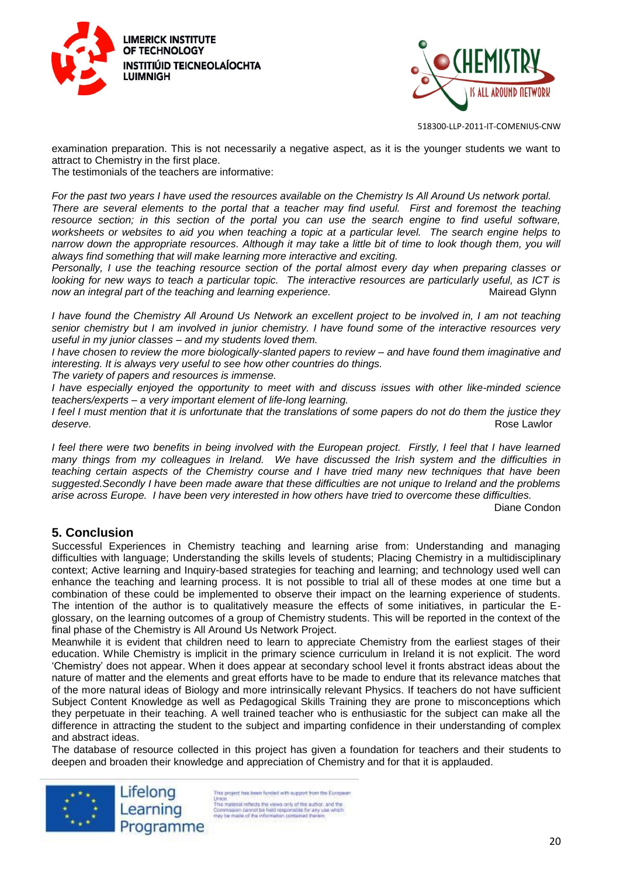examination preparation. This is not necessarily a negative aspect, as it is the younger students we want to attract to Chemistry in the first place.
The testimonials of the teachers are informative:

*For the past two years I have used the resources available on the Chemistry Is All Around Us network portal. There are several elements to the portal that a teacher may find useful. First and foremost the teaching resource section; in this section of the portal you can use the search engine to find useful software, worksheets or websites to aid you when teaching a topic at a particular level. The search engine helps to narrow down the appropriate resources. Although it may take a little bit of time to look though them, you will always find something that will make learning more interactive and exciting.*
*Personally, I use the teaching resource section of the portal almost every day when preparing classes or looking for new ways to teach a particular topic. The interactive resources are particularly useful, as ICT is now an integral part of the teaching and learning experience.* Mairead Glynn

*I have found the Chemistry All Around Us Network an excellent project to be involved in, I am not teaching senior chemistry but I am involved in junior chemistry. I have found some of the interactive resources very useful in my junior classes – and my students loved them.*
*I have chosen to review the more biologically-slanted papers to review – and have found them imaginative and interesting. It is always very useful to see how other countries do things.*
*The variety of papers and resources is immense.*
*I have especially enjoyed the opportunity to meet with and discuss issues with other like-minded science teachers/experts – a very important element of life-long learning.*
*I feel I must mention that it is unfortunate that the translations of some papers do not do them the justice they deserve.* Rose Lawlor

*I feel there were two benefits in being involved with the European project. Firstly, I feel that I have learned many things from my colleagues in Ireland. We have discussed the Irish system and the difficulties in teaching certain aspects of the Chemistry course and I have tried many new techniques that have been suggested.Secondly I have been made aware that these difficulties are not unique to Ireland and the problems arise across Europe. I have been very interested in how others have tried to overcome these difficulties.*
Diane Condon

## 5. Conclusion

Successful Experiences in Chemistry teaching and learning arise from: Understanding and managing difficulties with language; Understanding the skills levels of students; Placing Chemistry in a multidisciplinary context; Active learning and Inquiry-based strategies for teaching and learning; and technology used well can enhance the teaching and learning process. It is not possible to trial all of these modes at one time but a combination of these could be implemented to observe their impact on the learning experience of students. The intention of the author is to qualitatively measure the effects of some initiatives, in particular the E-glossary, on the learning outcomes of a group of Chemistry students. This will be reported in the context of the final phase of the Chemistry is All Around Us Network Project.
Meanwhile it is evident that children need to learn to appreciate Chemistry from the earliest stages of their education. While Chemistry is implicit in the primary science curriculum in Ireland it is not explicit. The word 'Chemistry' does not appear. When it does appear at secondary school level it fronts abstract ideas about the nature of matter and the elements and great efforts have to be made to endure that its relevance matches that of the more natural ideas of Biology and more intrinsically relevant Physics. If teachers do not have sufficient Subject Content Knowledge as well as Pedagogical Skills Training they are prone to misconceptions which they perpetuate in their teaching. A well trained teacher who is enthusiastic for the subject can make all the difference in attracting the student to the subject and imparting confidence in their understanding of complex and abstract ideas.
The database of resource collected in this project has given a foundation for teachers and their students to deepen and broaden their knowledge and appreciation of Chemistry and for that it is applauded.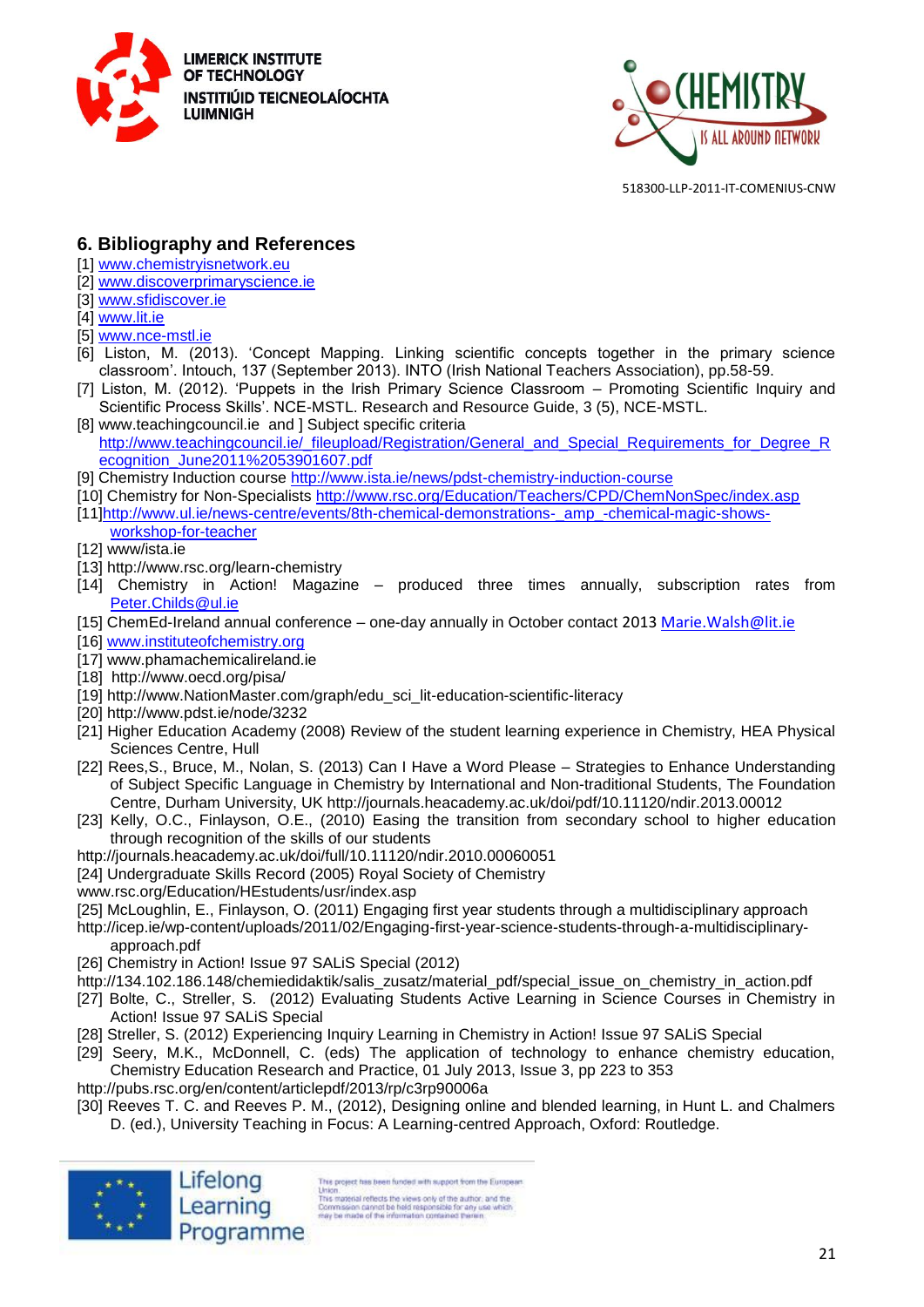## 6. Bibliography and References

[1] www.chemistryisnetwork.eu
[2] www.discoverprimaryscience.ie
[3] www.sfidiscover.ie
[4] www.lit.ie
[5] www.nce-mstl.ie
[6] Liston, M. (2013). 'Concept Mapping. Linking scientific concepts together in the primary science classroom'. Intouch, 137 (September 2013). INTO (Irish National Teachers Association), pp.58-59.
[7] Liston, M. (2012). 'Puppets in the Irish Primary Science Classroom – Promoting Scientific Inquiry and Scientific Process Skills'. NCE-MSTL. Research and Resource Guide, 3 (5), NCE-MSTL.
[8] www.teachingcouncil.ie and ] Subject specific criteria http://www.teachingcouncil.ie/_fileupload/Registration/General_and_Special_Requirements_for_Degree_Recognition_June2011%2053901607.pdf
[9] Chemistry Induction course http://www.ista.ie/news/pdst-chemistry-induction-course
[10] Chemistry for Non-Specialists http://www.rsc.org/Education/Teachers/CPD/ChemNonSpec/index.asp
[11]http://www.ul.ie/news-centre/events/8th-chemical-demonstrations-_amp_-chemical-magic-shows-workshop-for-teacher
[12] www/ista.ie
[13] http://www.rsc.org/learn-chemistry
[14] Chemistry in Action! Magazine – produced three times annually, subscription rates from Peter.Childs@ul.ie
[15] ChemEd-Ireland annual conference – one-day annually in October contact 2013 Marie.Walsh@lit.ie
[16] www.instituteofchemistry.org
[17] www.phamachemicalireland.ie
[18] http://www.oecd.org/pisa/
[19] http://www.NationMaster.com/graph/edu_sci_lit-education-scientific-literacy
[20] http://www.pdst.ie/node/3232
[21] Higher Education Academy (2008) Review of the student learning experience in Chemistry, HEA Physical Sciences Centre, Hull
[22] Rees,S., Bruce, M., Nolan, S. (2013) Can I Have a Word Please – Strategies to Enhance Understanding of Subject Specific Language in Chemistry by International and Non-traditional Students, The Foundation Centre, Durham University, UK http://journals.heacademy.ac.uk/doi/pdf/10.11120/ndir.2013.00012
[23] Kelly, O.C., Finlayson, O.E., (2010) Easing the transition from secondary school to higher education through recognition of the skills of our students
http://journals.heacademy.ac.uk/doi/full/10.11120/ndir.2010.00060051
[24] Undergraduate Skills Record (2005) Royal Society of Chemistry
www.rsc.org/Education/HEstudents/usr/index.asp
[25] McLoughlin, E., Finlayson, O. (2011) Engaging first year students through a multidisciplinary approach
http://icep.ie/wp-content/uploads/2011/02/Engaging-first-year-science-students-through-a-multidisciplinary-approach.pdf
[26] Chemistry in Action! Issue 97 SALiS Special (2012)
http://134.102.186.148/chemiedidaktik/salis_zusatz/material_pdf/special_issue_on_chemistry_in_action.pdf
[27] Bolte, C., Streller, S. (2012) Evaluating Students Active Learning in Science Courses in Chemistry in Action! Issue 97 SALiS Special
[28] Streller, S. (2012) Experiencing Inquiry Learning in Chemistry in Action! Issue 97 SALiS Special
[29] Seery, M.K., McDonnell, C. (eds) The application of technology to enhance chemistry education, Chemistry Education Research and Practice, 01 July 2013, Issue 3, pp 223 to 353
http://pubs.rsc.org/en/content/articlepdf/2013/rp/c3rp90006a
[30] Reeves T. C. and Reeves P. M., (2012), Designing online and blended learning, in Hunt L. and Chalmers D. (ed.), University Teaching in Focus: A Learning-centred Approach, Oxford: Routledge.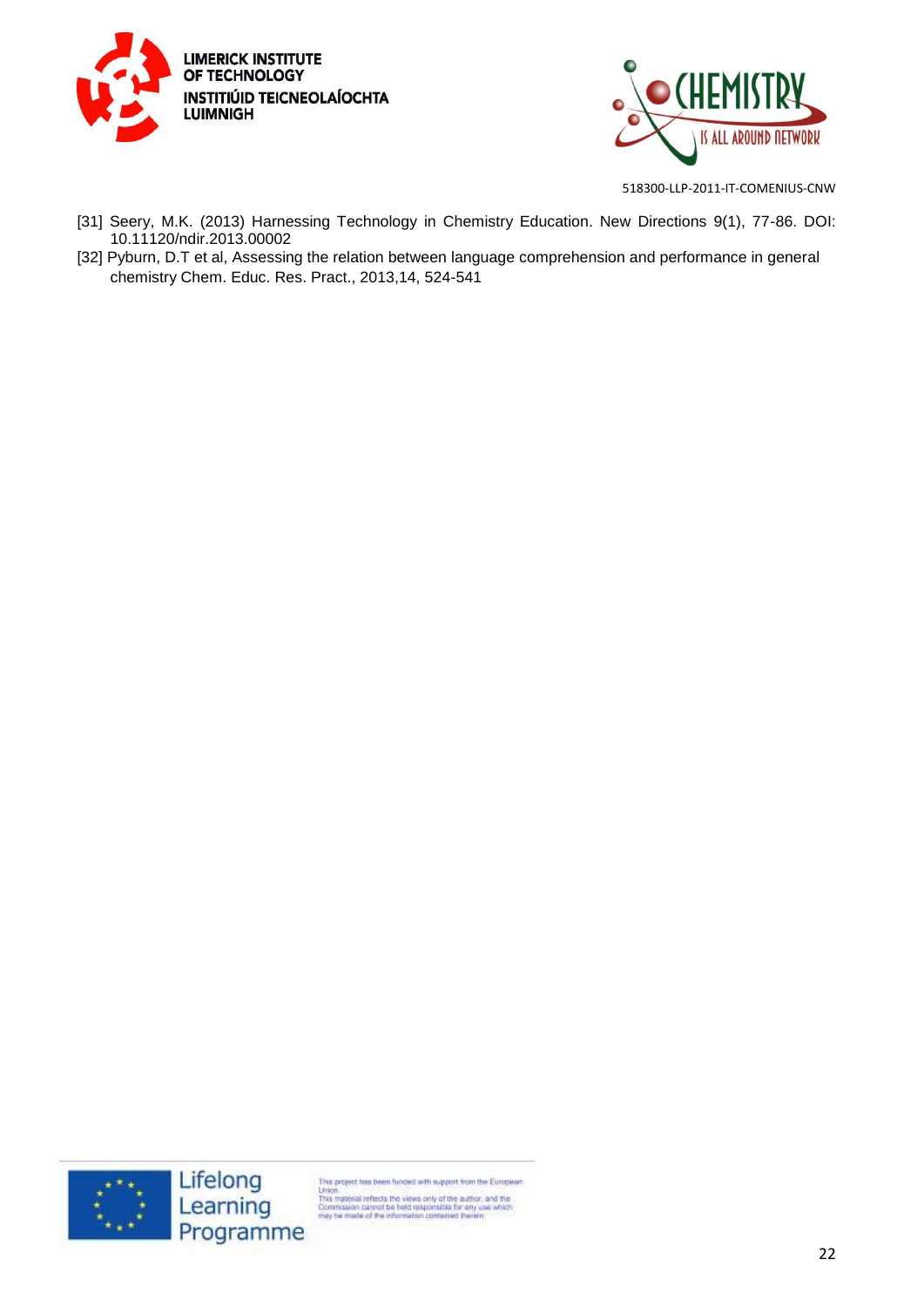[31] Seery, M.K. (2013) Harnessing Technology in Chemistry Education. New Directions 9(1), 77-86. DOI: 10.11120/ndir.2013.00002

[32] Pyburn, D.T et al, Assessing the relation between language comprehension and performance in general chemistry Chem. Educ. Res. Pract., 2013,14, 524-541